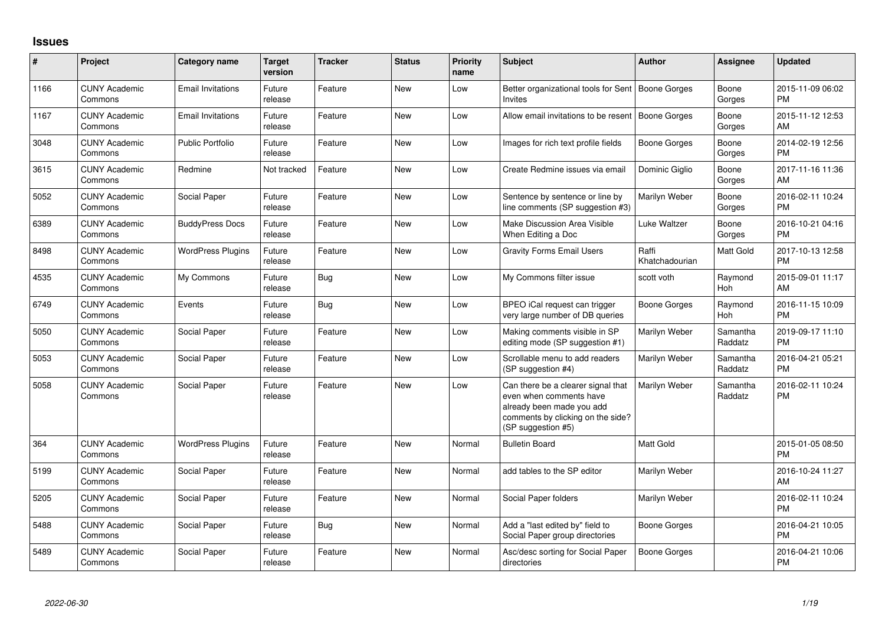# Issues

| # | Project | Category name | Target version | Tracker | Status | Priority name | Subject | Author | Assignee | Updated |
|---|---|---|---|---|---|---|---|---|---|---|
| 1166 | CUNY Academic Commons | Email Invitations | Future release | Feature | New | Low | Better organizational tools for Sent Invites | Boone Gorges | Boone Gorges | 2015-11-09 06:02 PM |
| 1167 | CUNY Academic Commons | Email Invitations | Future release | Feature | New | Low | Allow email invitations to be resent | Boone Gorges | Boone Gorges | 2015-11-12 12:53 AM |
| 3048 | CUNY Academic Commons | Public Portfolio | Future release | Feature | New | Low | Images for rich text profile fields | Boone Gorges | Boone Gorges | 2014-02-19 12:56 PM |
| 3615 | CUNY Academic Commons | Redmine | Not tracked | Feature | New | Low | Create Redmine issues via email | Dominic Giglio | Boone Gorges | 2017-11-16 11:36 AM |
| 5052 | CUNY Academic Commons | Social Paper | Future release | Feature | New | Low | Sentence by sentence or line by line comments (SP suggestion #3) | Marilyn Weber | Boone Gorges | 2016-02-11 10:24 PM |
| 6389 | CUNY Academic Commons | BuddyPress Docs | Future release | Feature | New | Low | Make Discussion Area Visible When Editing a Doc | Luke Waltzer | Boone Gorges | 2016-10-21 04:16 PM |
| 8498 | CUNY Academic Commons | WordPress Plugins | Future release | Feature | New | Low | Gravity Forms Email Users | Raffi Khatchadourian | Matt Gold | 2017-10-13 12:58 PM |
| 4535 | CUNY Academic Commons | My Commons | Future release | Bug | New | Low | My Commons filter issue | scott voth | Raymond Hoh | 2015-09-01 11:17 AM |
| 6749 | CUNY Academic Commons | Events | Future release | Bug | New | Low | BPEO iCal request can trigger very large number of DB queries | Boone Gorges | Raymond Hoh | 2016-11-15 10:09 PM |
| 5050 | CUNY Academic Commons | Social Paper | Future release | Feature | New | Low | Making comments visible in SP editing mode (SP suggestion #1) | Marilyn Weber | Samantha Raddatz | 2019-09-17 11:10 PM |
| 5053 | CUNY Academic Commons | Social Paper | Future release | Feature | New | Low | Scrollable menu to add readers (SP suggestion #4) | Marilyn Weber | Samantha Raddatz | 2016-04-21 05:21 PM |
| 5058 | CUNY Academic Commons | Social Paper | Future release | Feature | New | Low | Can there be a clearer signal that even when comments have already been made you add comments by clicking on the side? (SP suggestion #5) | Marilyn Weber | Samantha Raddatz | 2016-02-11 10:24 PM |
| 364 | CUNY Academic Commons | WordPress Plugins | Future release | Feature | New | Normal | Bulletin Board | Matt Gold | | 2015-01-05 08:50 PM |
| 5199 | CUNY Academic Commons | Social Paper | Future release | Feature | New | Normal | add tables to the SP editor | Marilyn Weber | | 2016-10-24 11:27 AM |
| 5205 | CUNY Academic Commons | Social Paper | Future release | Feature | New | Normal | Social Paper folders | Marilyn Weber | | 2016-02-11 10:24 PM |
| 5488 | CUNY Academic Commons | Social Paper | Future release | Bug | New | Normal | Add a "last edited by" field to Social Paper group directories | Boone Gorges | | 2016-04-21 10:05 PM |
| 5489 | CUNY Academic Commons | Social Paper | Future release | Feature | New | Normal | Asc/desc sorting for Social Paper directories | Boone Gorges | | 2016-04-21 10:06 PM |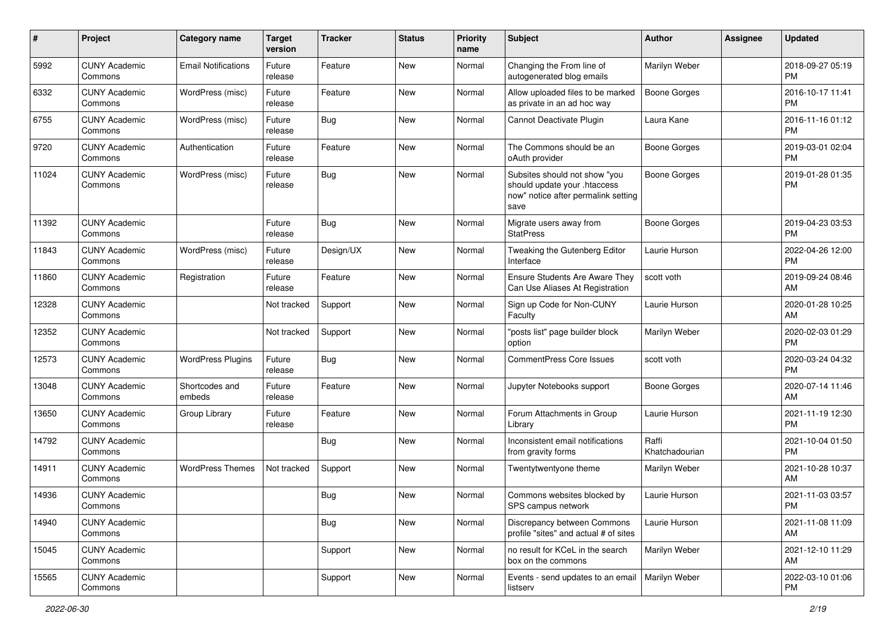| # | Project | Category name | Target version | Tracker | Status | Priority name | Subject | Author | Assignee | Updated |
|---|---|---|---|---|---|---|---|---|---|---|
| 5992 | CUNY Academic Commons | Email Notifications | Future release | Feature | New | Normal | Changing the From line of autogenerated blog emails | Marilyn Weber | | 2018-09-27 05:19 PM |
| 6332 | CUNY Academic Commons | WordPress (misc) | Future release | Feature | New | Normal | Allow uploaded files to be marked as private in an ad hoc way | Boone Gorges | | 2016-10-17 11:41 PM |
| 6755 | CUNY Academic Commons | WordPress (misc) | Future release | Bug | New | Normal | Cannot Deactivate Plugin | Laura Kane | | 2016-11-16 01:12 PM |
| 9720 | CUNY Academic Commons | Authentication | Future release | Feature | New | Normal | The Commons should be an oAuth provider | Boone Gorges | | 2019-03-01 02:04 PM |
| 11024 | CUNY Academic Commons | WordPress (misc) | Future release | Bug | New | Normal | Subsites should not show "you should update your .htaccess now" notice after permalink setting save | Boone Gorges | | 2019-01-28 01:35 PM |
| 11392 | CUNY Academic Commons | | Future release | Bug | New | Normal | Migrate users away from StatPress | Boone Gorges | | 2019-04-23 03:53 PM |
| 11843 | CUNY Academic Commons | WordPress (misc) | Future release | Design/UX | New | Normal | Tweaking the Gutenberg Editor Interface | Laurie Hurson | | 2022-04-26 12:00 PM |
| 11860 | CUNY Academic Commons | Registration | Future release | Feature | New | Normal | Ensure Students Are Aware They Can Use Aliases At Registration | scott voth | | 2019-09-24 08:46 AM |
| 12328 | CUNY Academic Commons | | Not tracked | Support | New | Normal | Sign up Code for Non-CUNY Faculty | Laurie Hurson | | 2020-01-28 10:25 AM |
| 12352 | CUNY Academic Commons | | Not tracked | Support | New | Normal | "posts list" page builder block option | Marilyn Weber | | 2020-02-03 01:29 PM |
| 12573 | CUNY Academic Commons | WordPress Plugins | Future release | Bug | New | Normal | CommentPress Core Issues | scott voth | | 2020-03-24 04:32 PM |
| 13048 | CUNY Academic Commons | Shortcodes and embeds | Future release | Feature | New | Normal | Jupyter Notebooks support | Boone Gorges | | 2020-07-14 11:46 AM |
| 13650 | CUNY Academic Commons | Group Library | Future release | Feature | New | Normal | Forum Attachments in Group Library | Laurie Hurson | | 2021-11-19 12:30 PM |
| 14792 | CUNY Academic Commons | | | Bug | New | Normal | Inconsistent email notifications from gravity forms | Raffi Khatchadourian | | 2021-10-04 01:50 PM |
| 14911 | CUNY Academic Commons | WordPress Themes | Not tracked | Support | New | Normal | Twentytwentyone theme | Marilyn Weber | | 2021-10-28 10:37 AM |
| 14936 | CUNY Academic Commons | | | Bug | New | Normal | Commons websites blocked by SPS campus network | Laurie Hurson | | 2021-11-03 03:57 PM |
| 14940 | CUNY Academic Commons | | | Bug | New | Normal | Discrepancy between Commons profile "sites" and actual # of sites | Laurie Hurson | | 2021-11-08 11:09 AM |
| 15045 | CUNY Academic Commons | | | Support | New | Normal | no result for KCeL in the search box on the commons | Marilyn Weber | | 2021-12-10 11:29 AM |
| 15565 | CUNY Academic Commons | | | Support | New | Normal | Events - send updates to an email listserv | Marilyn Weber | | 2022-03-10 01:06 PM |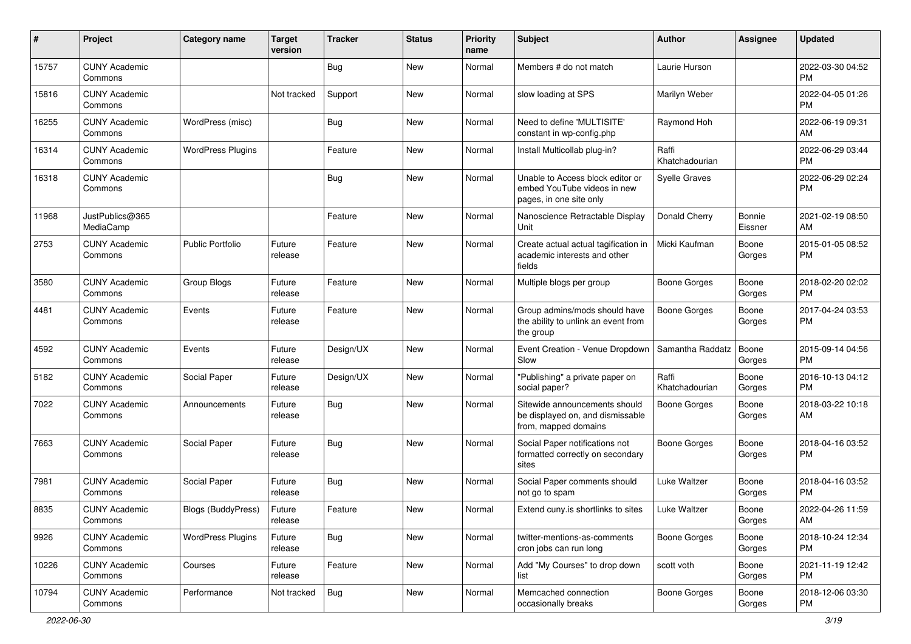| # | Project | Category name | Target version | Tracker | Status | Priority name | Subject | Author | Assignee | Updated |
|---|---|---|---|---|---|---|---|---|---|---|
| 15757 | CUNY Academic Commons | | | Bug | New | Normal | Members # do not match | Laurie Hurson | | 2022-03-30 04:52 PM |
| 15816 | CUNY Academic Commons | | Not tracked | Support | New | Normal | slow loading at SPS | Marilyn Weber | | 2022-04-05 01:26 PM |
| 16255 | CUNY Academic Commons | WordPress (misc) | | Bug | New | Normal | Need to define 'MULTISITE' constant in wp-config.php | Raymond Hoh | | 2022-06-19 09:31 AM |
| 16314 | CUNY Academic Commons | WordPress Plugins | | Feature | New | Normal | Install Multicollab plug-in? | Raffi Khatchadourian | | 2022-06-29 03:44 PM |
| 16318 | CUNY Academic Commons | | | Bug | New | Normal | Unable to Access block editor or embed YouTube videos in new pages, in one site only | Syelle Graves | | 2022-06-29 02:24 PM |
| 11968 | JustPublics@365 MediaCamp | | | Feature | New | Normal | Nanoscience Retractable Display Unit | Donald Cherry | Bonnie Eissner | 2021-02-19 08:50 AM |
| 2753 | CUNY Academic Commons | Public Portfolio | Future release | Feature | New | Normal | Create actual actual tagification in academic interests and other fields | Micki Kaufman | Boone Gorges | 2015-01-05 08:52 PM |
| 3580 | CUNY Academic Commons | Group Blogs | Future release | Feature | New | Normal | Multiple blogs per group | Boone Gorges | Boone Gorges | 2018-02-20 02:02 PM |
| 4481 | CUNY Academic Commons | Events | Future release | Feature | New | Normal | Group admins/mods should have the ability to unlink an event from the group | Boone Gorges | Boone Gorges | 2017-04-24 03:53 PM |
| 4592 | CUNY Academic Commons | Events | Future release | Design/UX | New | Normal | Event Creation - Venue Dropdown Slow | Samantha Raddatz | Boone Gorges | 2015-09-14 04:56 PM |
| 5182 | CUNY Academic Commons | Social Paper | Future release | Design/UX | New | Normal | "Publishing" a private paper on social paper? | Raffi Khatchadourian | Boone Gorges | 2016-10-13 04:12 PM |
| 7022 | CUNY Academic Commons | Announcements | Future release | Bug | New | Normal | Sitewide announcements should be displayed on, and dismissable from, mapped domains | Boone Gorges | Boone Gorges | 2018-03-22 10:18 AM |
| 7663 | CUNY Academic Commons | Social Paper | Future release | Bug | New | Normal | Social Paper notifications not formatted correctly on secondary sites | Boone Gorges | Boone Gorges | 2018-04-16 03:52 PM |
| 7981 | CUNY Academic Commons | Social Paper | Future release | Bug | New | Normal | Social Paper comments should not go to spam | Luke Waltzer | Boone Gorges | 2018-04-16 03:52 PM |
| 8835 | CUNY Academic Commons | Blogs (BuddyPress) | Future release | Feature | New | Normal | Extend cuny.is shortlinks to sites | Luke Waltzer | Boone Gorges | 2022-04-26 11:59 AM |
| 9926 | CUNY Academic Commons | WordPress Plugins | Future release | Bug | New | Normal | twitter-mentions-as-comments cron jobs can run long | Boone Gorges | Boone Gorges | 2018-10-24 12:34 PM |
| 10226 | CUNY Academic Commons | Courses | Future release | Feature | New | Normal | Add "My Courses" to drop down list | scott voth | Boone Gorges | 2021-11-19 12:42 PM |
| 10794 | CUNY Academic Commons | Performance | Not tracked | Bug | New | Normal | Memcached connection occasionally breaks | Boone Gorges | Boone Gorges | 2018-12-06 03:30 PM |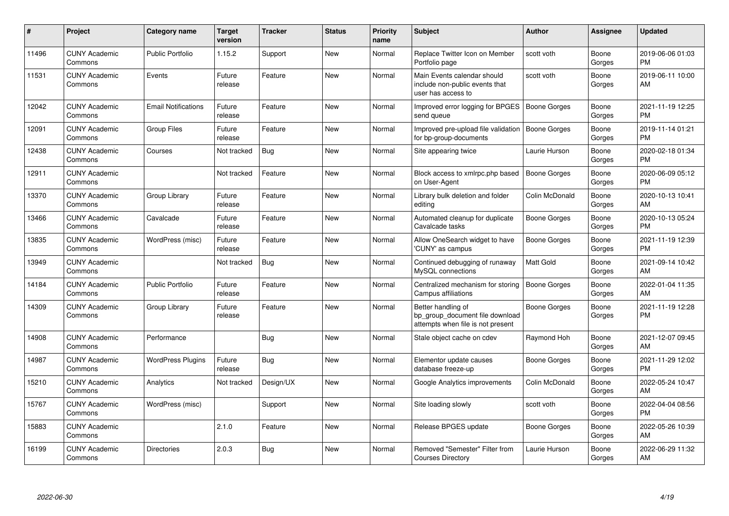| # | Project | Category name | Target version | Tracker | Status | Priority name | Subject | Author | Assignee | Updated |
|---|---|---|---|---|---|---|---|---|---|---|
| 11496 | CUNY Academic Commons | Public Portfolio | 1.15.2 | Support | New | Normal | Replace Twitter Icon on Member Portfolio page | scott voth | Boone Gorges | 2019-06-06 01:03 PM |
| 11531 | CUNY Academic Commons | Events | Future release | Feature | New | Normal | Main Events calendar should include non-public events that user has access to | scott voth | Boone Gorges | 2019-06-11 10:00 AM |
| 12042 | CUNY Academic Commons | Email Notifications | Future release | Feature | New | Normal | Improved error logging for BPGES send queue | Boone Gorges | Boone Gorges | 2021-11-19 12:25 PM |
| 12091 | CUNY Academic Commons | Group Files | Future release | Feature | New | Normal | Improved pre-upload file validation for bp-group-documents | Boone Gorges | Boone Gorges | 2019-11-14 01:21 PM |
| 12438 | CUNY Academic Commons | Courses | Not tracked | Bug | New | Normal | Site appearing twice | Laurie Hurson | Boone Gorges | 2020-02-18 01:34 PM |
| 12911 | CUNY Academic Commons | | Not tracked | Feature | New | Normal | Block access to xmlrpc.php based on User-Agent | Boone Gorges | Boone Gorges | 2020-06-09 05:12 PM |
| 13370 | CUNY Academic Commons | Group Library | Future release | Feature | New | Normal | Library bulk deletion and folder editing | Colin McDonald | Boone Gorges | 2020-10-13 10:41 AM |
| 13466 | CUNY Academic Commons | Cavalcade | Future release | Feature | New | Normal | Automated cleanup for duplicate Cavalcade tasks | Boone Gorges | Boone Gorges | 2020-10-13 05:24 PM |
| 13835 | CUNY Academic Commons | WordPress (misc) | Future release | Feature | New | Normal | Allow OneSearch widget to have 'CUNY' as campus | Boone Gorges | Boone Gorges | 2021-11-19 12:39 PM |
| 13949 | CUNY Academic Commons | | Not tracked | Bug | New | Normal | Continued debugging of runaway MySQL connections | Matt Gold | Boone Gorges | 2021-09-14 10:42 AM |
| 14184 | CUNY Academic Commons | Public Portfolio | Future release | Feature | New | Normal | Centralized mechanism for storing Campus affiliations | Boone Gorges | Boone Gorges | 2022-01-04 11:35 AM |
| 14309 | CUNY Academic Commons | Group Library | Future release | Feature | New | Normal | Better handling of bp_group_document file download attempts when file is not present | Boone Gorges | Boone Gorges | 2021-11-19 12:28 PM |
| 14908 | CUNY Academic Commons | Performance | | Bug | New | Normal | Stale object cache on cdev | Raymond Hoh | Boone Gorges | 2021-12-07 09:45 AM |
| 14987 | CUNY Academic Commons | WordPress Plugins | Future release | Bug | New | Normal | Elementor update causes database freeze-up | Boone Gorges | Boone Gorges | 2021-11-29 12:02 PM |
| 15210 | CUNY Academic Commons | Analytics | Not tracked | Design/UX | New | Normal | Google Analytics improvements | Colin McDonald | Boone Gorges | 2022-05-24 10:47 AM |
| 15767 | CUNY Academic Commons | WordPress (misc) | | Support | New | Normal | Site loading slowly | scott voth | Boone Gorges | 2022-04-04 08:56 PM |
| 15883 | CUNY Academic Commons | | 2.1.0 | Feature | New | Normal | Release BPGES update | Boone Gorges | Boone Gorges | 2022-05-26 10:39 AM |
| 16199 | CUNY Academic Commons | Directories | 2.0.3 | Bug | New | Normal | Removed "Semester" Filter from Courses Directory | Laurie Hurson | Boone Gorges | 2022-06-29 11:32 AM |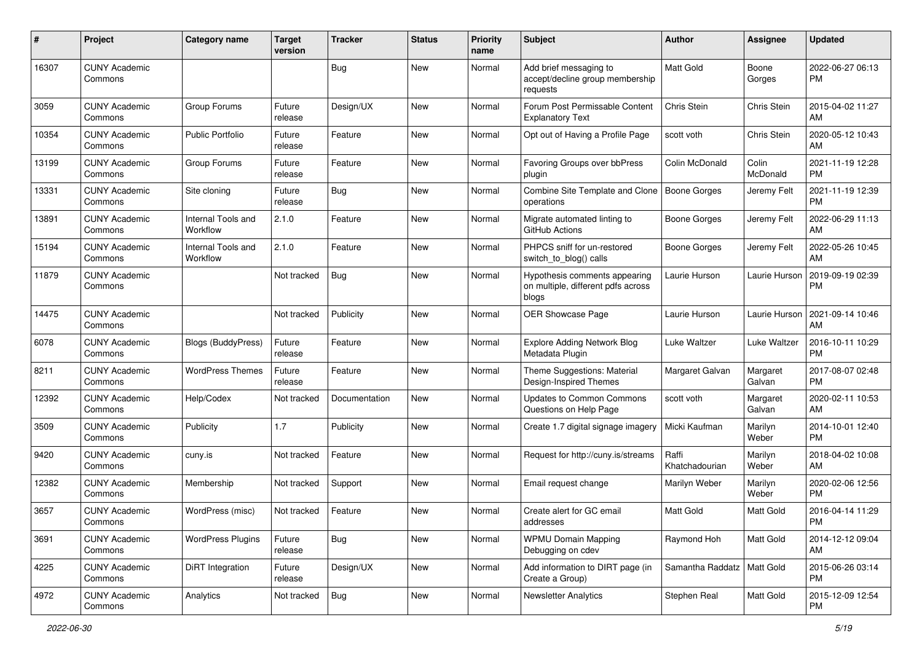| # | Project | Category name | Target version | Tracker | Status | Priority name | Subject | Author | Assignee | Updated |
|---|---|---|---|---|---|---|---|---|---|---|
| 16307 | CUNY Academic Commons | | | Bug | New | Normal | Add brief messaging to accept/decline group membership requests | Matt Gold | Boone Gorges | 2022-06-27 06:13 PM |
| 3059 | CUNY Academic Commons | Group Forums | Future release | Design/UX | New | Normal | Forum Post Permissable Content Explanatory Text | Chris Stein | Chris Stein | 2015-04-02 11:27 AM |
| 10354 | CUNY Academic Commons | Public Portfolio | Future release | Feature | New | Normal | Opt out of Having a Profile Page | scott voth | Chris Stein | 2020-05-12 10:43 AM |
| 13199 | CUNY Academic Commons | Group Forums | Future release | Feature | New | Normal | Favoring Groups over bbPress plugin | Colin McDonald | Colin McDonald | 2021-11-19 12:28 PM |
| 13331 | CUNY Academic Commons | Site cloning | Future release | Bug | New | Normal | Combine Site Template and Clone operations | Boone Gorges | Jeremy Felt | 2021-11-19 12:39 PM |
| 13891 | CUNY Academic Commons | Internal Tools and Workflow | 2.1.0 | Feature | New | Normal | Migrate automated linting to GitHub Actions | Boone Gorges | Jeremy Felt | 2022-06-29 11:13 AM |
| 15194 | CUNY Academic Commons | Internal Tools and Workflow | 2.1.0 | Feature | New | Normal | PHPCS sniff for un-restored switch_to_blog() calls | Boone Gorges | Jeremy Felt | 2022-05-26 10:45 AM |
| 11879 | CUNY Academic Commons | | Not tracked | Bug | New | Normal | Hypothesis comments appearing on multiple, different pdfs across blogs | Laurie Hurson | Laurie Hurson | 2019-09-19 02:39 PM |
| 14475 | CUNY Academic Commons | | Not tracked | Publicity | New | Normal | OER Showcase Page | Laurie Hurson | Laurie Hurson | 2021-09-14 10:46 AM |
| 6078 | CUNY Academic Commons | Blogs (BuddyPress) | Future release | Feature | New | Normal | Explore Adding Network Blog Metadata Plugin | Luke Waltzer | Luke Waltzer | 2016-10-11 10:29 PM |
| 8211 | CUNY Academic Commons | WordPress Themes | Future release | Feature | New | Normal | Theme Suggestions: Material Design-Inspired Themes | Margaret Galvan | Margaret Galvan | 2017-08-07 02:48 PM |
| 12392 | CUNY Academic Commons | Help/Codex | Not tracked | Documentation | New | Normal | Updates to Common Commons Questions on Help Page | scott voth | Margaret Galvan | 2020-02-11 10:53 AM |
| 3509 | CUNY Academic Commons | Publicity | 1.7 | Publicity | New | Normal | Create 1.7 digital signage imagery | Micki Kaufman | Marilyn Weber | 2014-10-01 12:40 PM |
| 9420 | CUNY Academic Commons | cuny.is | Not tracked | Feature | New | Normal | Request for http://cuny.is/streams | Raffi Khatchadourian | Marilyn Weber | 2018-04-02 10:08 AM |
| 12382 | CUNY Academic Commons | Membership | Not tracked | Support | New | Normal | Email request change | Marilyn Weber | Marilyn Weber | 2020-02-06 12:56 PM |
| 3657 | CUNY Academic Commons | WordPress (misc) | Not tracked | Feature | New | Normal | Create alert for GC email addresses | Matt Gold | Matt Gold | 2016-04-14 11:29 PM |
| 3691 | CUNY Academic Commons | WordPress Plugins | Future release | Bug | New | Normal | WPMU Domain Mapping Debugging on cdev | Raymond Hoh | Matt Gold | 2014-12-12 09:04 AM |
| 4225 | CUNY Academic Commons | DiRT Integration | Future release | Design/UX | New | Normal | Add information to DIRT page (in Create a Group) | Samantha Raddatz | Matt Gold | 2015-06-26 03:14 PM |
| 4972 | CUNY Academic Commons | Analytics | Not tracked | Bug | New | Normal | Newsletter Analytics | Stephen Real | Matt Gold | 2015-12-09 12:54 PM |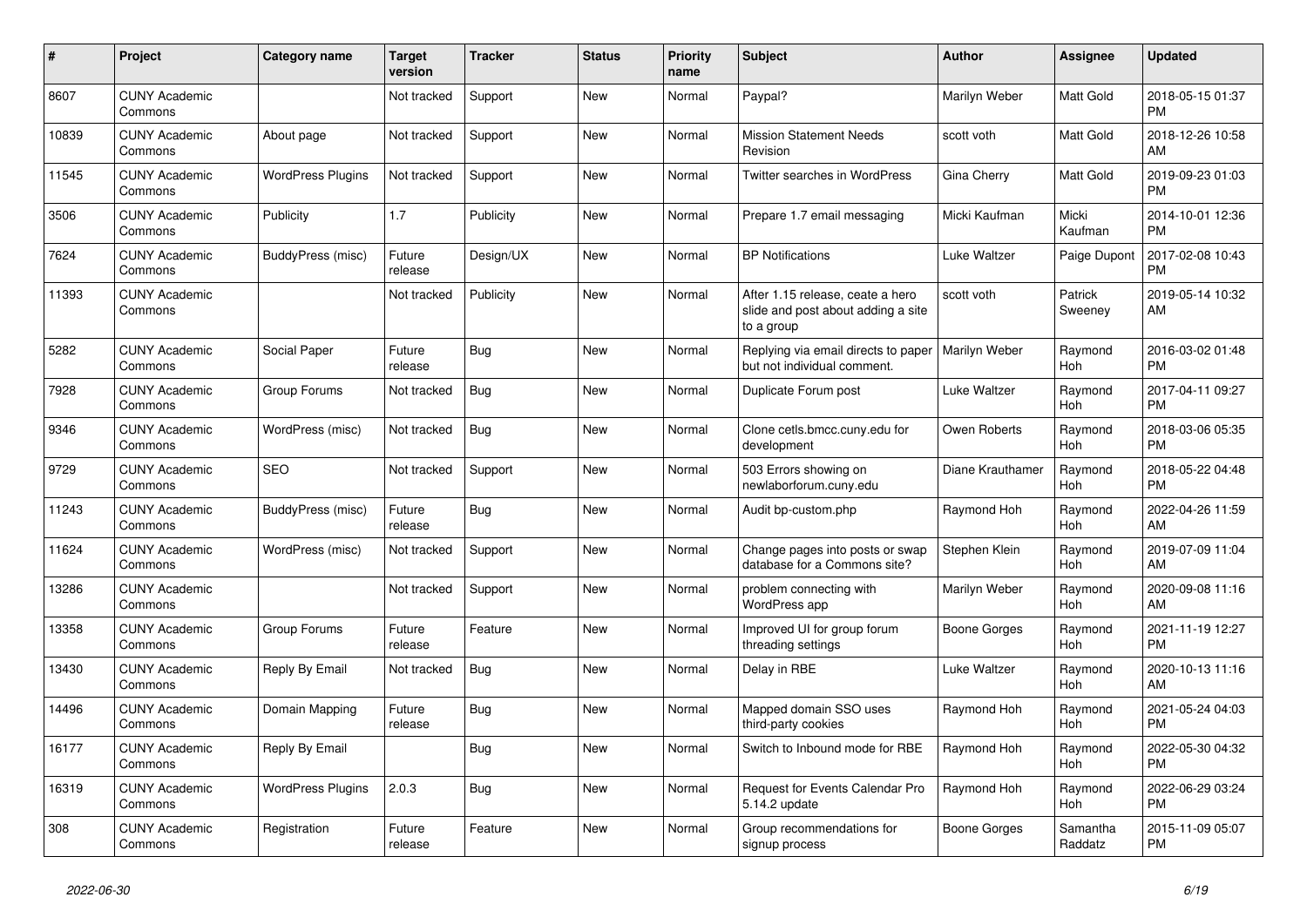| # | Project | Category name | Target version | Tracker | Status | Priority name | Subject | Author | Assignee | Updated |
|---|---|---|---|---|---|---|---|---|---|---|
| 8607 | CUNY Academic Commons | | Not tracked | Support | New | Normal | Paypal? | Marilyn Weber | Matt Gold | 2018-05-15 01:37 PM |
| 10839 | CUNY Academic Commons | About page | Not tracked | Support | New | Normal | Mission Statement Needs Revision | scott voth | Matt Gold | 2018-12-26 10:58 AM |
| 11545 | CUNY Academic Commons | WordPress Plugins | Not tracked | Support | New | Normal | Twitter searches in WordPress | Gina Cherry | Matt Gold | 2019-09-23 01:03 PM |
| 3506 | CUNY Academic Commons | Publicity | 1.7 | Publicity | New | Normal | Prepare 1.7 email messaging | Micki Kaufman | Micki Kaufman | 2014-10-01 12:36 PM |
| 7624 | CUNY Academic Commons | BuddyPress (misc) | Future release | Design/UX | New | Normal | BP Notifications | Luke Waltzer | Paige Dupont | 2017-02-08 10:43 PM |
| 11393 | CUNY Academic Commons | | Not tracked | Publicity | New | Normal | After 1.15 release, ceate a hero slide and post about adding a site to a group | scott voth | Patrick Sweeney | 2019-05-14 10:32 AM |
| 5282 | CUNY Academic Commons | Social Paper | Future release | Bug | New | Normal | Replying via email directs to paper but not individual comment. | Marilyn Weber | Raymond Hoh | 2016-03-02 01:48 PM |
| 7928 | CUNY Academic Commons | Group Forums | Not tracked | Bug | New | Normal | Duplicate Forum post | Luke Waltzer | Raymond Hoh | 2017-04-11 09:27 PM |
| 9346 | CUNY Academic Commons | WordPress (misc) | Not tracked | Bug | New | Normal | Clone cetls.bmcc.cuny.edu for development | Owen Roberts | Raymond Hoh | 2018-03-06 05:35 PM |
| 9729 | CUNY Academic Commons | SEO | Not tracked | Support | New | Normal | 503 Errors showing on newlaborforum.cuny.edu | Diane Krauthamer | Raymond Hoh | 2018-05-22 04:48 PM |
| 11243 | CUNY Academic Commons | BuddyPress (misc) | Future release | Bug | New | Normal | Audit bp-custom.php | Raymond Hoh | Raymond Hoh | 2022-04-26 11:59 AM |
| 11624 | CUNY Academic Commons | WordPress (misc) | Not tracked | Support | New | Normal | Change pages into posts or swap database for a Commons site? | Stephen Klein | Raymond Hoh | 2019-07-09 11:04 AM |
| 13286 | CUNY Academic Commons | | Not tracked | Support | New | Normal | problem connecting with WordPress app | Marilyn Weber | Raymond Hoh | 2020-09-08 11:16 AM |
| 13358 | CUNY Academic Commons | Group Forums | Future release | Feature | New | Normal | Improved UI for group forum threading settings | Boone Gorges | Raymond Hoh | 2021-11-19 12:27 PM |
| 13430 | CUNY Academic Commons | Reply By Email | Not tracked | Bug | New | Normal | Delay in RBE | Luke Waltzer | Raymond Hoh | 2020-10-13 11:16 AM |
| 14496 | CUNY Academic Commons | Domain Mapping | Future release | Bug | New | Normal | Mapped domain SSO uses third-party cookies | Raymond Hoh | Raymond Hoh | 2021-05-24 04:03 PM |
| 16177 | CUNY Academic Commons | Reply By Email | | Bug | New | Normal | Switch to Inbound mode for RBE | Raymond Hoh | Raymond Hoh | 2022-05-30 04:32 PM |
| 16319 | CUNY Academic Commons | WordPress Plugins | 2.0.3 | Bug | New | Normal | Request for Events Calendar Pro 5.14.2 update | Raymond Hoh | Raymond Hoh | 2022-06-29 03:24 PM |
| 308 | CUNY Academic Commons | Registration | Future release | Feature | New | Normal | Group recommendations for signup process | Boone Gorges | Samantha Raddatz | 2015-11-09 05:07 PM |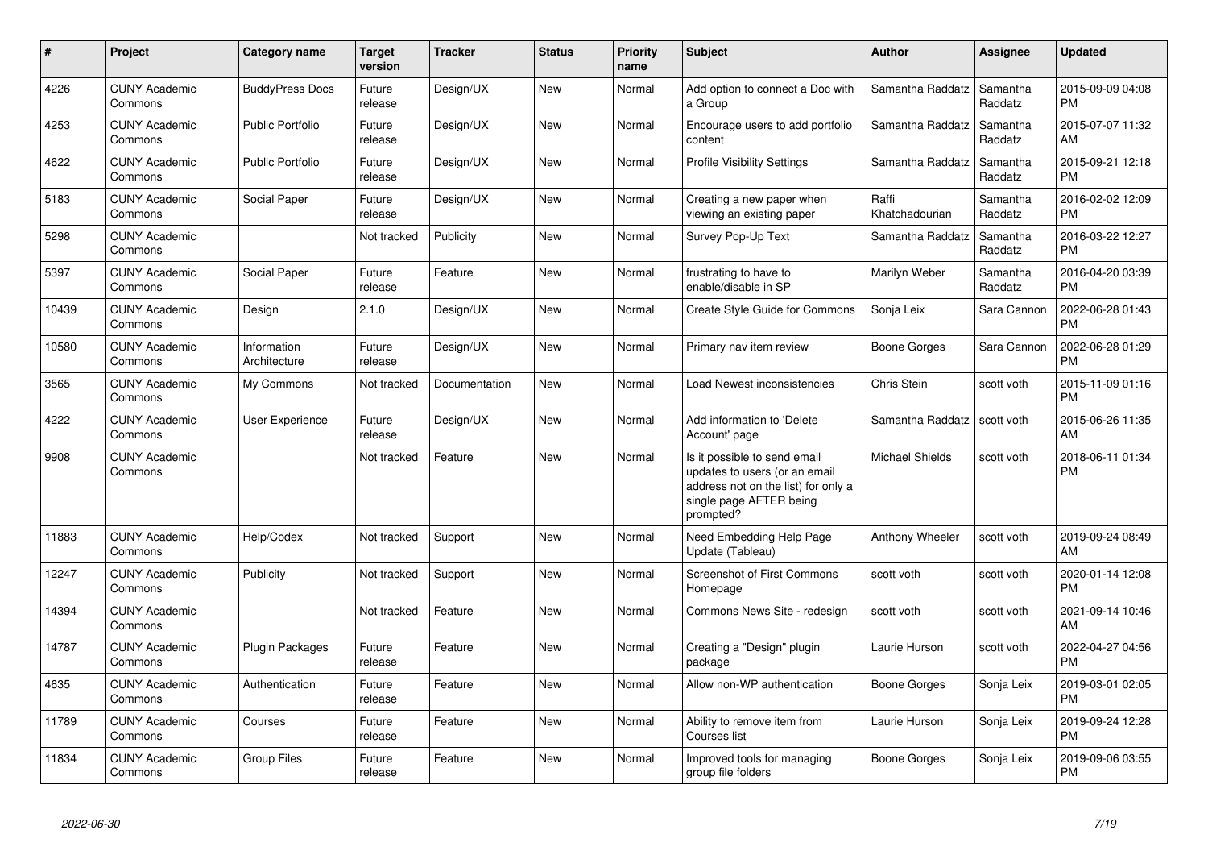| # | Project | Category name | Target version | Tracker | Status | Priority name | Subject | Author | Assignee | Updated |
|---|---|---|---|---|---|---|---|---|---|---|
| 4226 | CUNY Academic Commons | BuddyPress Docs | Future release | Design/UX | New | Normal | Add option to connect a Doc with a Group | Samantha Raddatz | Samantha Raddatz | 2015-09-09 04:08 PM |
| 4253 | CUNY Academic Commons | Public Portfolio | Future release | Design/UX | New | Normal | Encourage users to add portfolio content | Samantha Raddatz | Samantha Raddatz | 2015-07-07 11:32 AM |
| 4622 | CUNY Academic Commons | Public Portfolio | Future release | Design/UX | New | Normal | Profile Visibility Settings | Samantha Raddatz | Samantha Raddatz | 2015-09-21 12:18 PM |
| 5183 | CUNY Academic Commons | Social Paper | Future release | Design/UX | New | Normal | Creating a new paper when viewing an existing paper | Raffi Khatchadourian | Samantha Raddatz | 2016-02-02 12:09 PM |
| 5298 | CUNY Academic Commons | | Not tracked | Publicity | New | Normal | Survey Pop-Up Text | Samantha Raddatz | Samantha Raddatz | 2016-03-22 12:27 PM |
| 5397 | CUNY Academic Commons | Social Paper | Future release | Feature | New | Normal | frustrating to have to enable/disable in SP | Marilyn Weber | Samantha Raddatz | 2016-04-20 03:39 PM |
| 10439 | CUNY Academic Commons | Design | 2.1.0 | Design/UX | New | Normal | Create Style Guide for Commons | Sonja Leix | Sara Cannon | 2022-06-28 01:43 PM |
| 10580 | CUNY Academic Commons | Information Architecture | Future release | Design/UX | New | Normal | Primary nav item review | Boone Gorges | Sara Cannon | 2022-06-28 01:29 PM |
| 3565 | CUNY Academic Commons | My Commons | Not tracked | Documentation | New | Normal | Load Newest inconsistencies | Chris Stein | scott voth | 2015-11-09 01:16 PM |
| 4222 | CUNY Academic Commons | User Experience | Future release | Design/UX | New | Normal | Add information to 'Delete Account' page | Samantha Raddatz | scott voth | 2015-06-26 11:35 AM |
| 9908 | CUNY Academic Commons | | Not tracked | Feature | New | Normal | Is it possible to send email updates to users (or an email address not on the list) for only a single page AFTER being prompted? | Michael Shields | scott voth | 2018-06-11 01:34 PM |
| 11883 | CUNY Academic Commons | Help/Codex | Not tracked | Support | New | Normal | Need Embedding Help Page Update (Tableau) | Anthony Wheeler | scott voth | 2019-09-24 08:49 AM |
| 12247 | CUNY Academic Commons | Publicity | Not tracked | Support | New | Normal | Screenshot of First Commons Homepage | scott voth | scott voth | 2020-01-14 12:08 PM |
| 14394 | CUNY Academic Commons | | Not tracked | Feature | New | Normal | Commons News Site - redesign | scott voth | scott voth | 2021-09-14 10:46 AM |
| 14787 | CUNY Academic Commons | Plugin Packages | Future release | Feature | New | Normal | Creating a "Design" plugin package | Laurie Hurson | scott voth | 2022-04-27 04:56 PM |
| 4635 | CUNY Academic Commons | Authentication | Future release | Feature | New | Normal | Allow non-WP authentication | Boone Gorges | Sonja Leix | 2019-03-01 02:05 PM |
| 11789 | CUNY Academic Commons | Courses | Future release | Feature | New | Normal | Ability to remove item from Courses list | Laurie Hurson | Sonja Leix | 2019-09-24 12:28 PM |
| 11834 | CUNY Academic Commons | Group Files | Future release | Feature | New | Normal | Improved tools for managing group file folders | Boone Gorges | Sonja Leix | 2019-09-06 03:55 PM |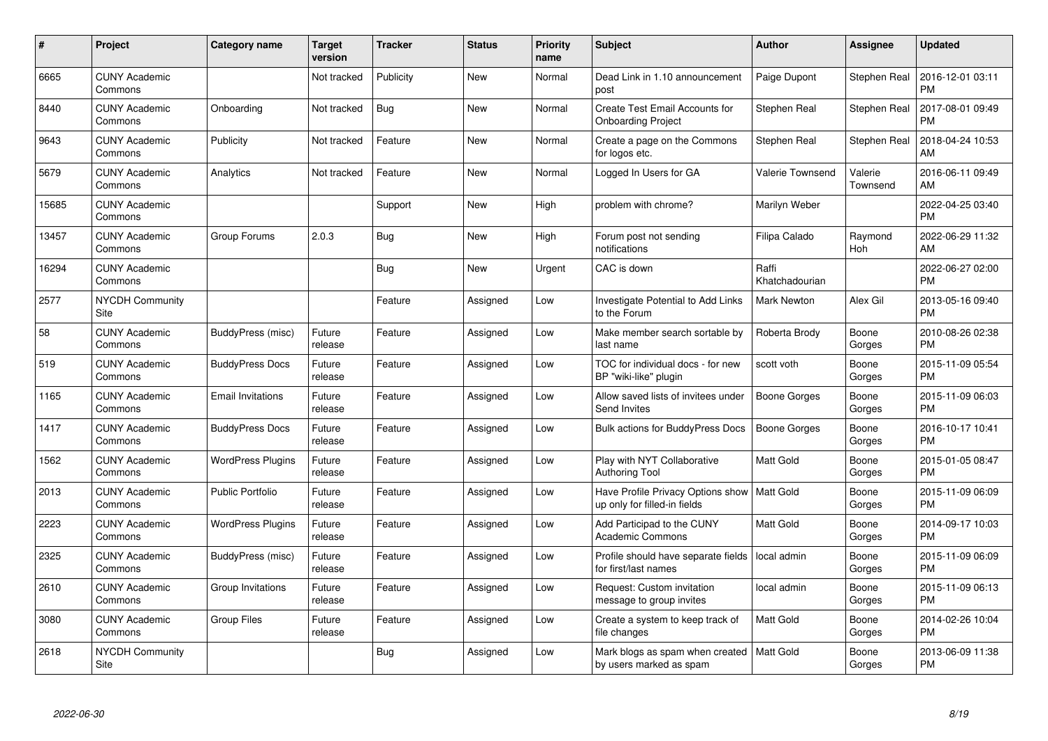| # | Project | Category name | Target version | Tracker | Status | Priority name | Subject | Author | Assignee | Updated |
|---|---|---|---|---|---|---|---|---|---|---|
| 6665 | CUNY Academic Commons | | Not tracked | Publicity | New | Normal | Dead Link in 1.10 announcement post | Paige Dupont | Stephen Real | 2016-12-01 03:11 PM |
| 8440 | CUNY Academic Commons | Onboarding | Not tracked | Bug | New | Normal | Create Test Email Accounts for Onboarding Project | Stephen Real | Stephen Real | 2017-08-01 09:49 PM |
| 9643 | CUNY Academic Commons | Publicity | Not tracked | Feature | New | Normal | Create a page on the Commons for logos etc. | Stephen Real | Stephen Real | 2018-04-24 10:53 AM |
| 5679 | CUNY Academic Commons | Analytics | Not tracked | Feature | New | Normal | Logged In Users for GA | Valerie Townsend | Valerie Townsend | 2016-06-11 09:49 AM |
| 15685 | CUNY Academic Commons | | | Support | New | High | problem with chrome? | Marilyn Weber | | 2022-04-25 03:40 PM |
| 13457 | CUNY Academic Commons | Group Forums | 2.0.3 | Bug | New | High | Forum post not sending notifications | Filipa Calado | Raymond Hoh | 2022-06-29 11:32 AM |
| 16294 | CUNY Academic Commons | | | Bug | New | Urgent | CAC is down | Raffi Khatchadourian | | 2022-06-27 02:00 PM |
| 2577 | NYCDH Community Site | | | Feature | Assigned | Low | Investigate Potential to Add Links to the Forum | Mark Newton | Alex Gil | 2013-05-16 09:40 PM |
| 58 | CUNY Academic Commons | BuddyPress (misc) | Future release | Feature | Assigned | Low | Make member search sortable by last name | Roberta Brody | Boone Gorges | 2010-08-26 02:38 PM |
| 519 | CUNY Academic Commons | BuddyPress Docs | Future release | Feature | Assigned | Low | TOC for individual docs - for new BP "wiki-like" plugin | scott voth | Boone Gorges | 2015-11-09 05:54 PM |
| 1165 | CUNY Academic Commons | Email Invitations | Future release | Feature | Assigned | Low | Allow saved lists of invitees under Send Invites | Boone Gorges | Boone Gorges | 2015-11-09 06:03 PM |
| 1417 | CUNY Academic Commons | BuddyPress Docs | Future release | Feature | Assigned | Low | Bulk actions for BuddyPress Docs | Boone Gorges | Boone Gorges | 2016-10-17 10:41 PM |
| 1562 | CUNY Academic Commons | WordPress Plugins | Future release | Feature | Assigned | Low | Play with NYT Collaborative Authoring Tool | Matt Gold | Boone Gorges | 2015-01-05 08:47 PM |
| 2013 | CUNY Academic Commons | Public Portfolio | Future release | Feature | Assigned | Low | Have Profile Privacy Options show up only for filled-in fields | Matt Gold | Boone Gorges | 2015-11-09 06:09 PM |
| 2223 | CUNY Academic Commons | WordPress Plugins | Future release | Feature | Assigned | Low | Add Participad to the CUNY Academic Commons | Matt Gold | Boone Gorges | 2014-09-17 10:03 PM |
| 2325 | CUNY Academic Commons | BuddyPress (misc) | Future release | Feature | Assigned | Low | Profile should have separate fields for first/last names | local admin | Boone Gorges | 2015-11-09 06:09 PM |
| 2610 | CUNY Academic Commons | Group Invitations | Future release | Feature | Assigned | Low | Request: Custom invitation message to group invites | local admin | Boone Gorges | 2015-11-09 06:13 PM |
| 3080 | CUNY Academic Commons | Group Files | Future release | Feature | Assigned | Low | Create a system to keep track of file changes | Matt Gold | Boone Gorges | 2014-02-26 10:04 PM |
| 2618 | NYCDH Community Site | | | Bug | Assigned | Low | Mark blogs as spam when created by users marked as spam | Matt Gold | Boone Gorges | 2013-06-09 11:38 PM |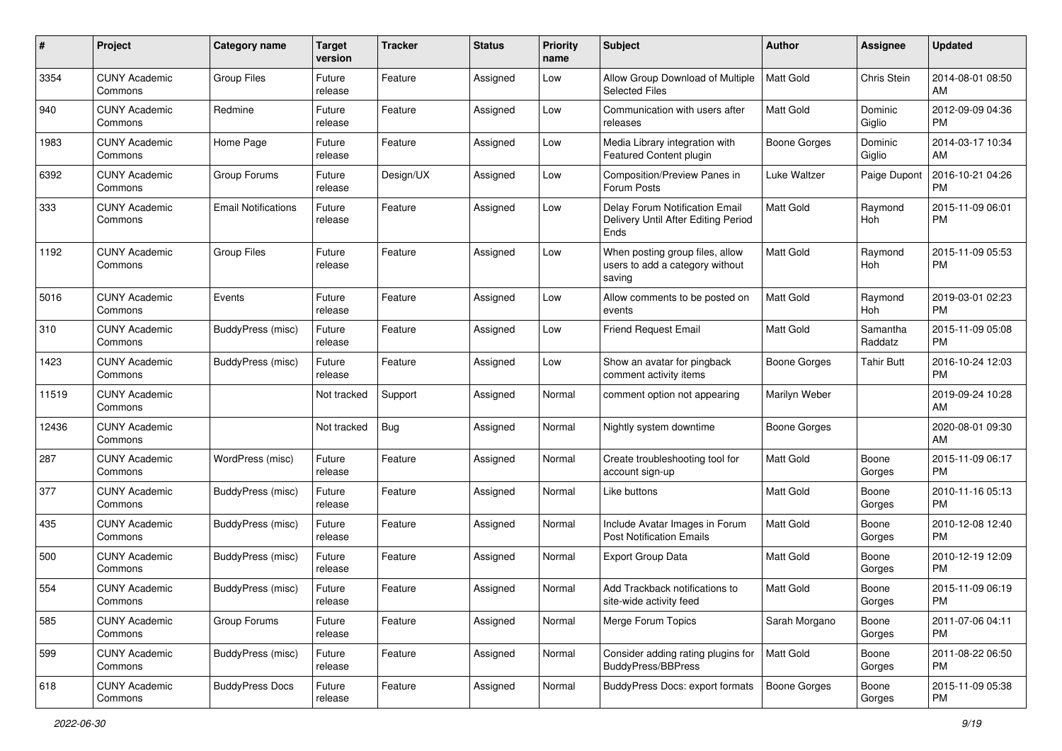| # | Project | Category name | Target version | Tracker | Status | Priority name | Subject | Author | Assignee | Updated |
|---|---|---|---|---|---|---|---|---|---|---|
| 3354 | CUNY Academic Commons | Group Files | Future release | Feature | Assigned | Low | Allow Group Download of Multiple Selected Files | Matt Gold | Chris Stein | 2014-08-01 08:50 AM |
| 940 | CUNY Academic Commons | Redmine | Future release | Feature | Assigned | Low | Communication with users after releases | Matt Gold | Dominic Giglio | 2012-09-09 04:36 PM |
| 1983 | CUNY Academic Commons | Home Page | Future release | Feature | Assigned | Low | Media Library integration with Featured Content plugin | Boone Gorges | Dominic Giglio | 2014-03-17 10:34 AM |
| 6392 | CUNY Academic Commons | Group Forums | Future release | Design/UX | Assigned | Low | Composition/Preview Panes in Forum Posts | Luke Waltzer | Paige Dupont | 2016-10-21 04:26 PM |
| 333 | CUNY Academic Commons | Email Notifications | Future release | Feature | Assigned | Low | Delay Forum Notification Email Delivery Until After Editing Period Ends | Matt Gold | Raymond Hoh | 2015-11-09 06:01 PM |
| 1192 | CUNY Academic Commons | Group Files | Future release | Feature | Assigned | Low | When posting group files, allow users to add a category without saving | Matt Gold | Raymond Hoh | 2015-11-09 05:53 PM |
| 5016 | CUNY Academic Commons | Events | Future release | Feature | Assigned | Low | Allow comments to be posted on events | Matt Gold | Raymond Hoh | 2019-03-01 02:23 PM |
| 310 | CUNY Academic Commons | BuddyPress (misc) | Future release | Feature | Assigned | Low | Friend Request Email | Matt Gold | Samantha Raddatz | 2015-11-09 05:08 PM |
| 1423 | CUNY Academic Commons | BuddyPress (misc) | Future release | Feature | Assigned | Low | Show an avatar for pingback comment activity items | Boone Gorges | Tahir Butt | 2016-10-24 12:03 PM |
| 11519 | CUNY Academic Commons | | Not tracked | Support | Assigned | Normal | comment option not appearing | Marilyn Weber | | 2019-09-24 10:28 AM |
| 12436 | CUNY Academic Commons | | Not tracked | Bug | Assigned | Normal | Nightly system downtime | Boone Gorges | | 2020-08-01 09:30 AM |
| 287 | CUNY Academic Commons | WordPress (misc) | Future release | Feature | Assigned | Normal | Create troubleshooting tool for account sign-up | Matt Gold | Boone Gorges | 2015-11-09 06:17 PM |
| 377 | CUNY Academic Commons | BuddyPress (misc) | Future release | Feature | Assigned | Normal | Like buttons | Matt Gold | Boone Gorges | 2010-11-16 05:13 PM |
| 435 | CUNY Academic Commons | BuddyPress (misc) | Future release | Feature | Assigned | Normal | Include Avatar Images in Forum Post Notification Emails | Matt Gold | Boone Gorges | 2010-12-08 12:40 PM |
| 500 | CUNY Academic Commons | BuddyPress (misc) | Future release | Feature | Assigned | Normal | Export Group Data | Matt Gold | Boone Gorges | 2010-12-19 12:09 PM |
| 554 | CUNY Academic Commons | BuddyPress (misc) | Future release | Feature | Assigned | Normal | Add Trackback notifications to site-wide activity feed | Matt Gold | Boone Gorges | 2015-11-09 06:19 PM |
| 585 | CUNY Academic Commons | Group Forums | Future release | Feature | Assigned | Normal | Merge Forum Topics | Sarah Morgano | Boone Gorges | 2011-07-06 04:11 PM |
| 599 | CUNY Academic Commons | BuddyPress (misc) | Future release | Feature | Assigned | Normal | Consider adding rating plugins for BuddyPress/BBPress | Matt Gold | Boone Gorges | 2011-08-22 06:50 PM |
| 618 | CUNY Academic Commons | BuddyPress Docs | Future release | Feature | Assigned | Normal | BuddyPress Docs: export formats | Boone Gorges | Boone Gorges | 2015-11-09 05:38 PM |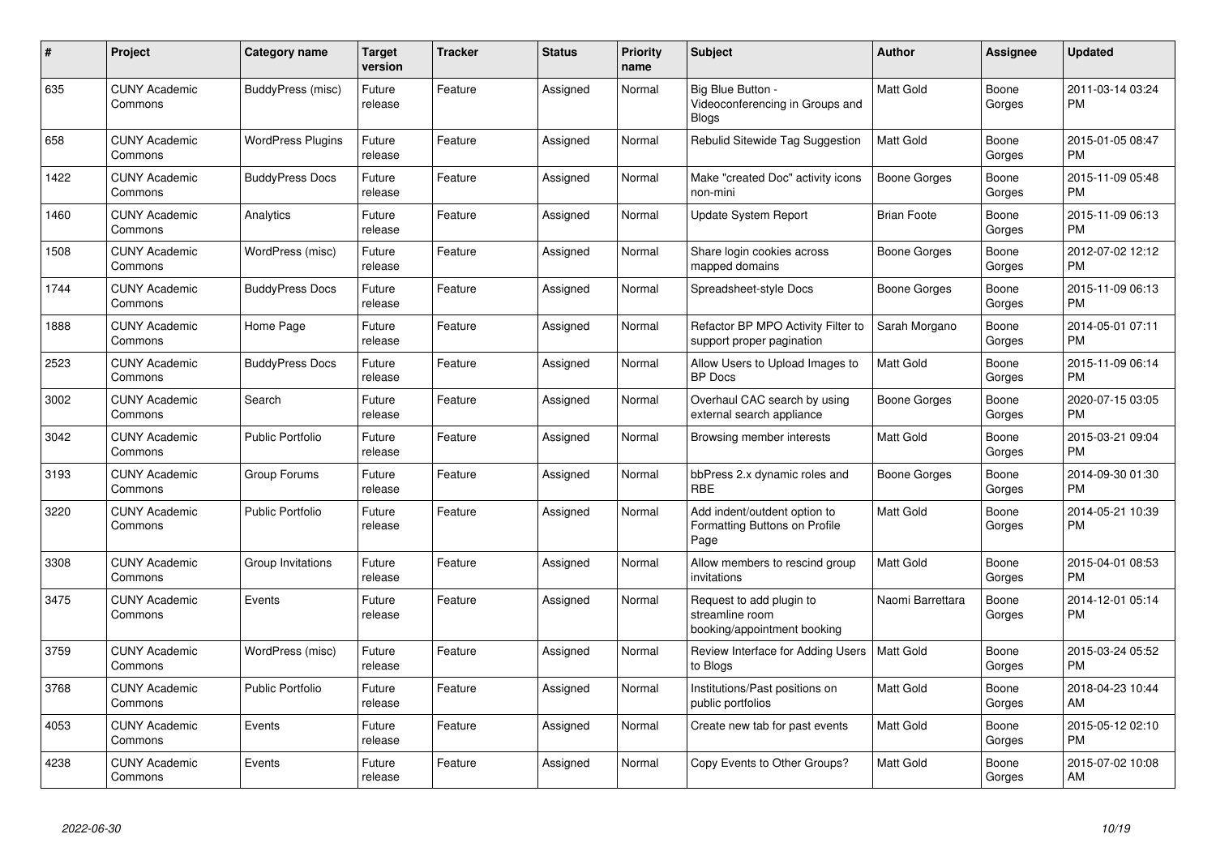| # | Project | Category name | Target version | Tracker | Status | Priority name | Subject | Author | Assignee | Updated |
|---|---|---|---|---|---|---|---|---|---|---|
| 635 | CUNY Academic Commons | BuddyPress (misc) | Future release | Feature | Assigned | Normal | Big Blue Button - Videoconferencing in Groups and Blogs | Matt Gold | Boone Gorges | 2011-03-14 03:24 PM |
| 658 | CUNY Academic Commons | WordPress Plugins | Future release | Feature | Assigned | Normal | Rebulid Sitewide Tag Suggestion | Matt Gold | Boone Gorges | 2015-01-05 08:47 PM |
| 1422 | CUNY Academic Commons | BuddyPress Docs | Future release | Feature | Assigned | Normal | Make "created Doc" activity icons non-mini | Boone Gorges | Boone Gorges | 2015-11-09 05:48 PM |
| 1460 | CUNY Academic Commons | Analytics | Future release | Feature | Assigned | Normal | Update System Report | Brian Foote | Boone Gorges | 2015-11-09 06:13 PM |
| 1508 | CUNY Academic Commons | WordPress (misc) | Future release | Feature | Assigned | Normal | Share login cookies across mapped domains | Boone Gorges | Boone Gorges | 2012-07-02 12:12 PM |
| 1744 | CUNY Academic Commons | BuddyPress Docs | Future release | Feature | Assigned | Normal | Spreadsheet-style Docs | Boone Gorges | Boone Gorges | 2015-11-09 06:13 PM |
| 1888 | CUNY Academic Commons | Home Page | Future release | Feature | Assigned | Normal | Refactor BP MPO Activity Filter to support proper pagination | Sarah Morgano | Boone Gorges | 2014-05-01 07:11 PM |
| 2523 | CUNY Academic Commons | BuddyPress Docs | Future release | Feature | Assigned | Normal | Allow Users to Upload Images to BP Docs | Matt Gold | Boone Gorges | 2015-11-09 06:14 PM |
| 3002 | CUNY Academic Commons | Search | Future release | Feature | Assigned | Normal | Overhaul CAC search by using external search appliance | Boone Gorges | Boone Gorges | 2020-07-15 03:05 PM |
| 3042 | CUNY Academic Commons | Public Portfolio | Future release | Feature | Assigned | Normal | Browsing member interests | Matt Gold | Boone Gorges | 2015-03-21 09:04 PM |
| 3193 | CUNY Academic Commons | Group Forums | Future release | Feature | Assigned | Normal | bbPress 2.x dynamic roles and RBE | Boone Gorges | Boone Gorges | 2014-09-30 01:30 PM |
| 3220 | CUNY Academic Commons | Public Portfolio | Future release | Feature | Assigned | Normal | Add indent/outdent option to Formatting Buttons on Profile Page | Matt Gold | Boone Gorges | 2014-05-21 10:39 PM |
| 3308 | CUNY Academic Commons | Group Invitations | Future release | Feature | Assigned | Normal | Allow members to rescind group invitations | Matt Gold | Boone Gorges | 2015-04-01 08:53 PM |
| 3475 | CUNY Academic Commons | Events | Future release | Feature | Assigned | Normal | Request to add plugin to streamline room booking/appointment booking | Naomi Barrettara | Boone Gorges | 2014-12-01 05:14 PM |
| 3759 | CUNY Academic Commons | WordPress (misc) | Future release | Feature | Assigned | Normal | Review Interface for Adding Users to Blogs | Matt Gold | Boone Gorges | 2015-03-24 05:52 PM |
| 3768 | CUNY Academic Commons | Public Portfolio | Future release | Feature | Assigned | Normal | Institutions/Past positions on public portfolios | Matt Gold | Boone Gorges | 2018-04-23 10:44 AM |
| 4053 | CUNY Academic Commons | Events | Future release | Feature | Assigned | Normal | Create new tab for past events | Matt Gold | Boone Gorges | 2015-05-12 02:10 PM |
| 4238 | CUNY Academic Commons | Events | Future release | Feature | Assigned | Normal | Copy Events to Other Groups? | Matt Gold | Boone Gorges | 2015-07-02 10:08 AM |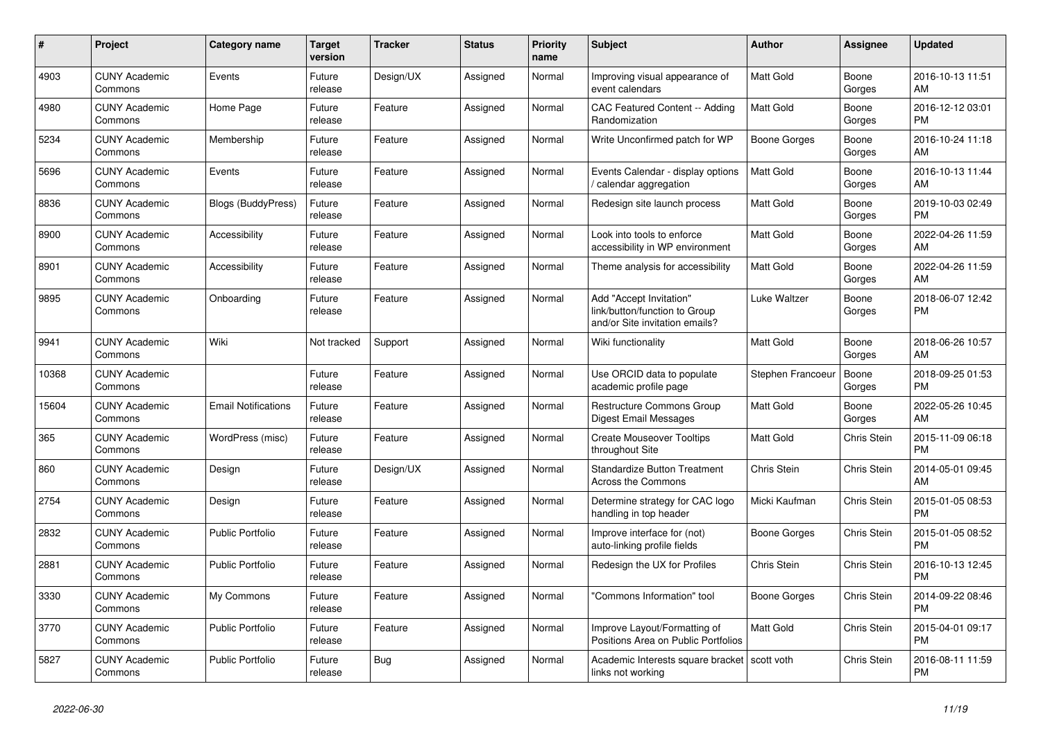| # | Project | Category name | Target version | Tracker | Status | Priority name | Subject | Author | Assignee | Updated |
|---|---|---|---|---|---|---|---|---|---|---|
| 4903 | CUNY Academic Commons | Events | Future release | Design/UX | Assigned | Normal | Improving visual appearance of event calendars | Matt Gold | Boone Gorges | 2016-10-13 11:51 AM |
| 4980 | CUNY Academic Commons | Home Page | Future release | Feature | Assigned | Normal | CAC Featured Content -- Adding Randomization | Matt Gold | Boone Gorges | 2016-12-12 03:01 PM |
| 5234 | CUNY Academic Commons | Membership | Future release | Feature | Assigned | Normal | Write Unconfirmed patch for WP | Boone Gorges | Boone Gorges | 2016-10-24 11:18 AM |
| 5696 | CUNY Academic Commons | Events | Future release | Feature | Assigned | Normal | Events Calendar - display options / calendar aggregation | Matt Gold | Boone Gorges | 2016-10-13 11:44 AM |
| 8836 | CUNY Academic Commons | Blogs (BuddyPress) | Future release | Feature | Assigned | Normal | Redesign site launch process | Matt Gold | Boone Gorges | 2019-10-03 02:49 PM |
| 8900 | CUNY Academic Commons | Accessibility | Future release | Feature | Assigned | Normal | Look into tools to enforce accessibility in WP environment | Matt Gold | Boone Gorges | 2022-04-26 11:59 AM |
| 8901 | CUNY Academic Commons | Accessibility | Future release | Feature | Assigned | Normal | Theme analysis for accessibility | Matt Gold | Boone Gorges | 2022-04-26 11:59 AM |
| 9895 | CUNY Academic Commons | Onboarding | Future release | Feature | Assigned | Normal | Add "Accept Invitation" link/button/function to Group and/or Site invitation emails? | Luke Waltzer | Boone Gorges | 2018-06-07 12:42 PM |
| 9941 | CUNY Academic Commons | Wiki | Not tracked | Support | Assigned | Normal | Wiki functionality | Matt Gold | Boone Gorges | 2018-06-26 10:57 AM |
| 10368 | CUNY Academic Commons | | Future release | Feature | Assigned | Normal | Use ORCID data to populate academic profile page | Stephen Francoeur | Boone Gorges | 2018-09-25 01:53 PM |
| 15604 | CUNY Academic Commons | Email Notifications | Future release | Feature | Assigned | Normal | Restructure Commons Group Digest Email Messages | Matt Gold | Boone Gorges | 2022-05-26 10:45 AM |
| 365 | CUNY Academic Commons | WordPress (misc) | Future release | Feature | Assigned | Normal | Create Mouseover Tooltips throughout Site | Matt Gold | Chris Stein | 2015-11-09 06:18 PM |
| 860 | CUNY Academic Commons | Design | Future release | Design/UX | Assigned | Normal | Standardize Button Treatment Across the Commons | Chris Stein | Chris Stein | 2014-05-01 09:45 AM |
| 2754 | CUNY Academic Commons | Design | Future release | Feature | Assigned | Normal | Determine strategy for CAC logo handling in top header | Micki Kaufman | Chris Stein | 2015-01-05 08:53 PM |
| 2832 | CUNY Academic Commons | Public Portfolio | Future release | Feature | Assigned | Normal | Improve interface for (not) auto-linking profile fields | Boone Gorges | Chris Stein | 2015-01-05 08:52 PM |
| 2881 | CUNY Academic Commons | Public Portfolio | Future release | Feature | Assigned | Normal | Redesign the UX for Profiles | Chris Stein | Chris Stein | 2016-10-13 12:45 PM |
| 3330 | CUNY Academic Commons | My Commons | Future release | Feature | Assigned | Normal | "Commons Information" tool | Boone Gorges | Chris Stein | 2014-09-22 08:46 PM |
| 3770 | CUNY Academic Commons | Public Portfolio | Future release | Feature | Assigned | Normal | Improve Layout/Formatting of Positions Area on Public Portfolios | Matt Gold | Chris Stein | 2015-04-01 09:17 PM |
| 5827 | CUNY Academic Commons | Public Portfolio | Future release | Bug | Assigned | Normal | Academic Interests square bracket links not working | scott voth | Chris Stein | 2016-08-11 11:59 PM |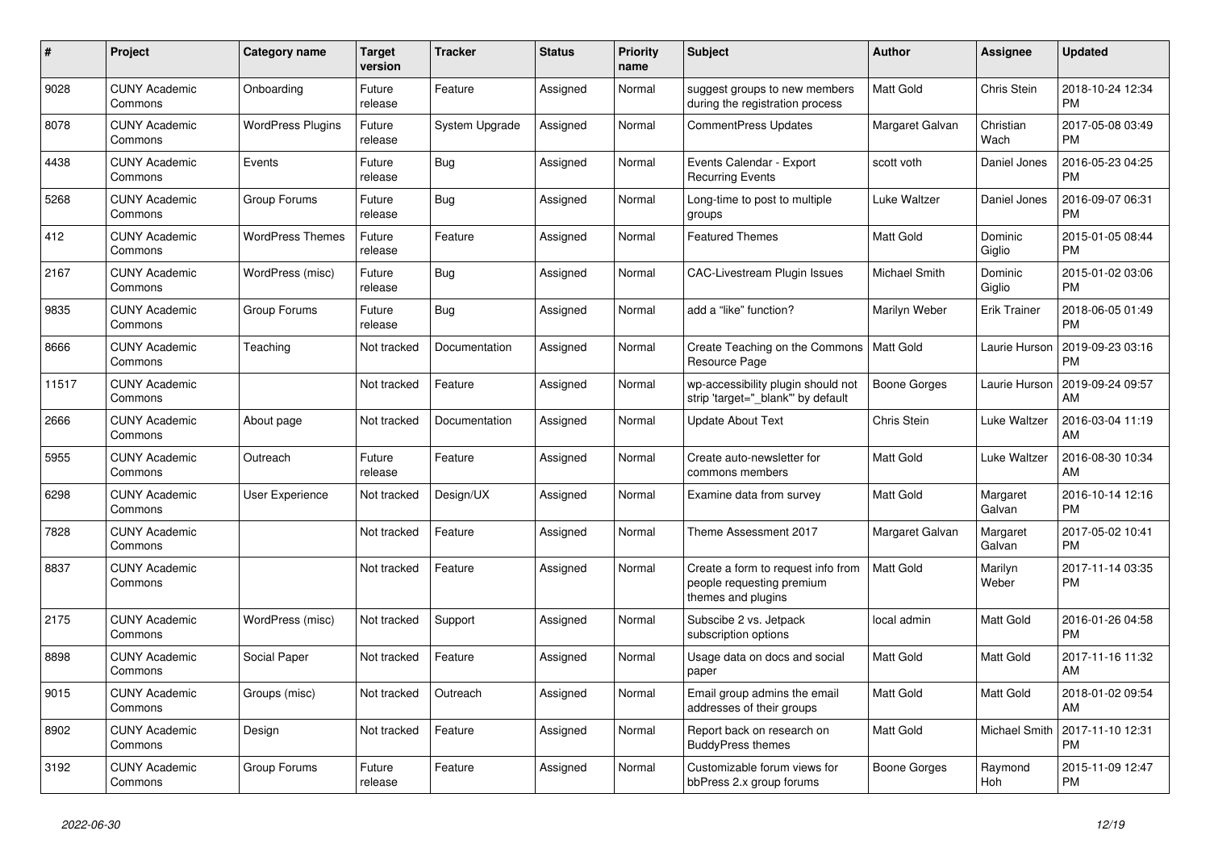| # | Project | Category name | Target version | Tracker | Status | Priority name | Subject | Author | Assignee | Updated |
|---|---|---|---|---|---|---|---|---|---|---|
| 9028 | CUNY Academic Commons | Onboarding | Future release | Feature | Assigned | Normal | suggest groups to new members during the registration process | Matt Gold | Chris Stein | 2018-10-24 12:34 PM |
| 8078 | CUNY Academic Commons | WordPress Plugins | Future release | System Upgrade | Assigned | Normal | CommentPress Updates | Margaret Galvan | Christian Wach | 2017-05-08 03:49 PM |
| 4438 | CUNY Academic Commons | Events | Future release | Bug | Assigned | Normal | Events Calendar - Export Recurring Events | scott voth | Daniel Jones | 2016-05-23 04:25 PM |
| 5268 | CUNY Academic Commons | Group Forums | Future release | Bug | Assigned | Normal | Long-time to post to multiple groups | Luke Waltzer | Daniel Jones | 2016-09-07 06:31 PM |
| 412 | CUNY Academic Commons | WordPress Themes | Future release | Feature | Assigned | Normal | Featured Themes | Matt Gold | Dominic Giglio | 2015-01-05 08:44 PM |
| 2167 | CUNY Academic Commons | WordPress (misc) | Future release | Bug | Assigned | Normal | CAC-Livestream Plugin Issues | Michael Smith | Dominic Giglio | 2015-01-02 03:06 PM |
| 9835 | CUNY Academic Commons | Group Forums | Future release | Bug | Assigned | Normal | add a "like" function? | Marilyn Weber | Erik Trainer | 2018-06-05 01:49 PM |
| 8666 | CUNY Academic Commons | Teaching | Not tracked | Documentation | Assigned | Normal | Create Teaching on the Commons Resource Page | Matt Gold | Laurie Hurson | 2019-09-23 03:16 PM |
| 11517 | CUNY Academic Commons | | Not tracked | Feature | Assigned | Normal | wp-accessibility plugin should not strip 'target="_blank"' by default | Boone Gorges | Laurie Hurson | 2019-09-24 09:57 AM |
| 2666 | CUNY Academic Commons | About page | Not tracked | Documentation | Assigned | Normal | Update About Text | Chris Stein | Luke Waltzer | 2016-03-04 11:19 AM |
| 5955 | CUNY Academic Commons | Outreach | Future release | Feature | Assigned | Normal | Create auto-newsletter for commons members | Matt Gold | Luke Waltzer | 2016-08-30 10:34 AM |
| 6298 | CUNY Academic Commons | User Experience | Not tracked | Design/UX | Assigned | Normal | Examine data from survey | Matt Gold | Margaret Galvan | 2016-10-14 12:16 PM |
| 7828 | CUNY Academic Commons | | Not tracked | Feature | Assigned | Normal | Theme Assessment 2017 | Margaret Galvan | Margaret Galvan | 2017-05-02 10:41 PM |
| 8837 | CUNY Academic Commons | | Not tracked | Feature | Assigned | Normal | Create a form to request info from people requesting premium themes and plugins | Matt Gold | Marilyn Weber | 2017-11-14 03:35 PM |
| 2175 | CUNY Academic Commons | WordPress (misc) | Not tracked | Support | Assigned | Normal | Subscibe 2 vs. Jetpack subscription options | local admin | Matt Gold | 2016-01-26 04:58 PM |
| 8898 | CUNY Academic Commons | Social Paper | Not tracked | Feature | Assigned | Normal | Usage data on docs and social paper | Matt Gold | Matt Gold | 2017-11-16 11:32 AM |
| 9015 | CUNY Academic Commons | Groups (misc) | Not tracked | Outreach | Assigned | Normal | Email group admins the email addresses of their groups | Matt Gold | Matt Gold | 2018-01-02 09:54 AM |
| 8902 | CUNY Academic Commons | Design | Not tracked | Feature | Assigned | Normal | Report back on research on BuddyPress themes | Matt Gold | Michael Smith | 2017-11-10 12:31 PM |
| 3192 | CUNY Academic Commons | Group Forums | Future release | Feature | Assigned | Normal | Customizable forum views for bbPress 2.x group forums | Boone Gorges | Raymond Hoh | 2015-11-09 12:47 PM |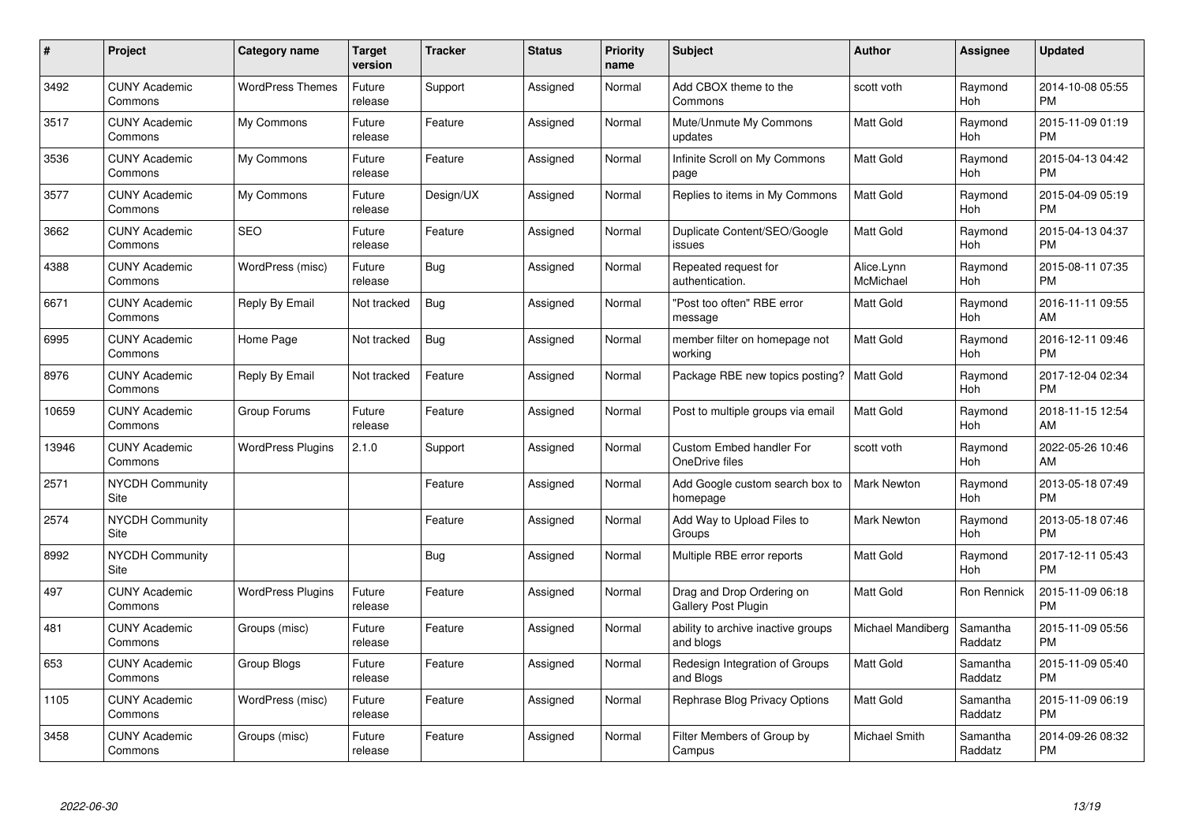| # | Project | Category name | Target version | Tracker | Status | Priority name | Subject | Author | Assignee | Updated |
|---|---|---|---|---|---|---|---|---|---|---|
| 3492 | CUNY Academic Commons | WordPress Themes | Future release | Support | Assigned | Normal | Add CBOX theme to the Commons | scott voth | Raymond Hoh | 2014-10-08 05:55 PM |
| 3517 | CUNY Academic Commons | My Commons | Future release | Feature | Assigned | Normal | Mute/Unmute My Commons updates | Matt Gold | Raymond Hoh | 2015-11-09 01:19 PM |
| 3536 | CUNY Academic Commons | My Commons | Future release | Feature | Assigned | Normal | Infinite Scroll on My Commons page | Matt Gold | Raymond Hoh | 2015-04-13 04:42 PM |
| 3577 | CUNY Academic Commons | My Commons | Future release | Design/UX | Assigned | Normal | Replies to items in My Commons | Matt Gold | Raymond Hoh | 2015-04-09 05:19 PM |
| 3662 | CUNY Academic Commons | SEO | Future release | Feature | Assigned | Normal | Duplicate Content/SEO/Google issues | Matt Gold | Raymond Hoh | 2015-04-13 04:37 PM |
| 4388 | CUNY Academic Commons | WordPress (misc) | Future release | Bug | Assigned | Normal | Repeated request for authentication. | Alice.Lynn McMichael | Raymond Hoh | 2015-08-11 07:35 PM |
| 6671 | CUNY Academic Commons | Reply By Email | Not tracked | Bug | Assigned | Normal | "Post too often" RBE error message | Matt Gold | Raymond Hoh | 2016-11-11 09:55 AM |
| 6995 | CUNY Academic Commons | Home Page | Not tracked | Bug | Assigned | Normal | member filter on homepage not working | Matt Gold | Raymond Hoh | 2016-12-11 09:46 PM |
| 8976 | CUNY Academic Commons | Reply By Email | Not tracked | Feature | Assigned | Normal | Package RBE new topics posting? | Matt Gold | Raymond Hoh | 2017-12-04 02:34 PM |
| 10659 | CUNY Academic Commons | Group Forums | Future release | Feature | Assigned | Normal | Post to multiple groups via email | Matt Gold | Raymond Hoh | 2018-11-15 12:54 AM |
| 13946 | CUNY Academic Commons | WordPress Plugins | 2.1.0 | Support | Assigned | Normal | Custom Embed handler For OneDrive files | scott voth | Raymond Hoh | 2022-05-26 10:46 AM |
| 2571 | NYCDH Community Site | | | Feature | Assigned | Normal | Add Google custom search box to homepage | Mark Newton | Raymond Hoh | 2013-05-18 07:49 PM |
| 2574 | NYCDH Community Site | | | Feature | Assigned | Normal | Add Way to Upload Files to Groups | Mark Newton | Raymond Hoh | 2013-05-18 07:46 PM |
| 8992 | NYCDH Community Site | | | Bug | Assigned | Normal | Multiple RBE error reports | Matt Gold | Raymond Hoh | 2017-12-11 05:43 PM |
| 497 | CUNY Academic Commons | WordPress Plugins | Future release | Feature | Assigned | Normal | Drag and Drop Ordering on Gallery Post Plugin | Matt Gold | Ron Rennick | 2015-11-09 06:18 PM |
| 481 | CUNY Academic Commons | Groups (misc) | Future release | Feature | Assigned | Normal | ability to archive inactive groups and blogs | Michael Mandiberg | Samantha Raddatz | 2015-11-09 05:56 PM |
| 653 | CUNY Academic Commons | Group Blogs | Future release | Feature | Assigned | Normal | Redesign Integration of Groups and Blogs | Matt Gold | Samantha Raddatz | 2015-11-09 05:40 PM |
| 1105 | CUNY Academic Commons | WordPress (misc) | Future release | Feature | Assigned | Normal | Rephrase Blog Privacy Options | Matt Gold | Samantha Raddatz | 2015-11-09 06:19 PM |
| 3458 | CUNY Academic Commons | Groups (misc) | Future release | Feature | Assigned | Normal | Filter Members of Group by Campus | Michael Smith | Samantha Raddatz | 2014-09-26 08:32 PM |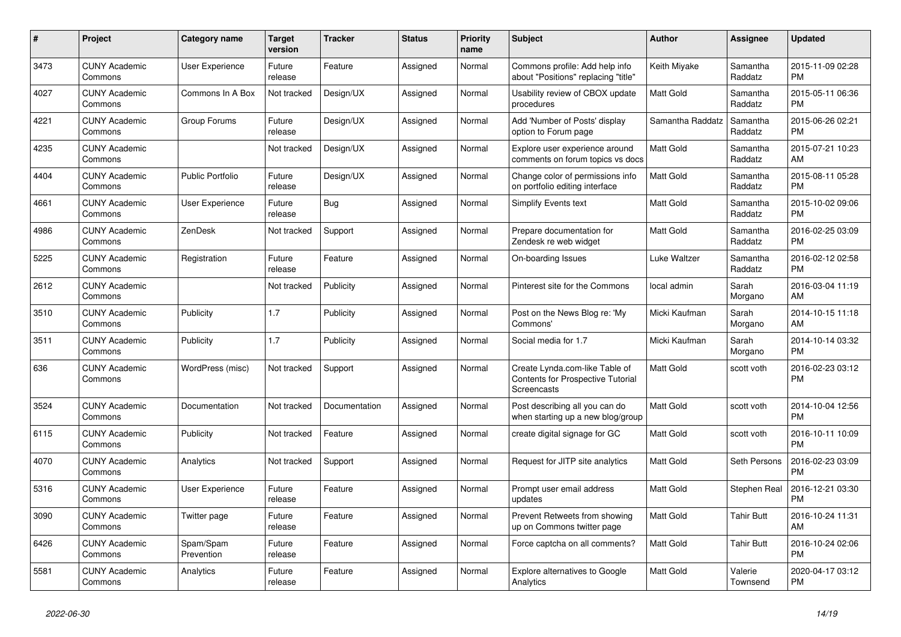| # | Project | Category name | Target version | Tracker | Status | Priority name | Subject | Author | Assignee | Updated |
|---|---|---|---|---|---|---|---|---|---|---|
| 3473 | CUNY Academic Commons | User Experience | Future release | Feature | Assigned | Normal | Commons profile: Add help info about "Positions" replacing "title" | Keith Miyake | Samantha Raddatz | 2015-11-09 02:28 PM |
| 4027 | CUNY Academic Commons | Commons In A Box | Not tracked | Design/UX | Assigned | Normal | Usability review of CBOX update procedures | Matt Gold | Samantha Raddatz | 2015-05-11 06:36 PM |
| 4221 | CUNY Academic Commons | Group Forums | Future release | Design/UX | Assigned | Normal | Add 'Number of Posts' display option to Forum page | Samantha Raddatz | Samantha Raddatz | 2015-06-26 02:21 PM |
| 4235 | CUNY Academic Commons | | Not tracked | Design/UX | Assigned | Normal | Explore user experience around comments on forum topics vs docs | Matt Gold | Samantha Raddatz | 2015-07-21 10:23 AM |
| 4404 | CUNY Academic Commons | Public Portfolio | Future release | Design/UX | Assigned | Normal | Change color of permissions info on portfolio editing interface | Matt Gold | Samantha Raddatz | 2015-08-11 05:28 PM |
| 4661 | CUNY Academic Commons | User Experience | Future release | Bug | Assigned | Normal | Simplify Events text | Matt Gold | Samantha Raddatz | 2015-10-02 09:06 PM |
| 4986 | CUNY Academic Commons | ZenDesk | Not tracked | Support | Assigned | Normal | Prepare documentation for Zendesk re web widget | Matt Gold | Samantha Raddatz | 2016-02-25 03:09 PM |
| 5225 | CUNY Academic Commons | Registration | Future release | Feature | Assigned | Normal | On-boarding Issues | Luke Waltzer | Samantha Raddatz | 2016-02-12 02:58 PM |
| 2612 | CUNY Academic Commons | | Not tracked | Publicity | Assigned | Normal | Pinterest site for the Commons | local admin | Sarah Morgano | 2016-03-04 11:19 AM |
| 3510 | CUNY Academic Commons | Publicity | 1.7 | Publicity | Assigned | Normal | Post on the News Blog re: 'My Commons' | Micki Kaufman | Sarah Morgano | 2014-10-15 11:18 AM |
| 3511 | CUNY Academic Commons | Publicity | 1.7 | Publicity | Assigned | Normal | Social media for 1.7 | Micki Kaufman | Sarah Morgano | 2014-10-14 03:32 PM |
| 636 | CUNY Academic Commons | WordPress (misc) | Not tracked | Support | Assigned | Normal | Create Lynda.com-like Table of Contents for Prospective Tutorial Screencasts | Matt Gold | scott voth | 2016-02-23 03:12 PM |
| 3524 | CUNY Academic Commons | Documentation | Not tracked | Documentation | Assigned | Normal | Post describing all you can do when starting up a new blog/group | Matt Gold | scott voth | 2014-10-04 12:56 PM |
| 6115 | CUNY Academic Commons | Publicity | Not tracked | Feature | Assigned | Normal | create digital signage for GC | Matt Gold | scott voth | 2016-10-11 10:09 PM |
| 4070 | CUNY Academic Commons | Analytics | Not tracked | Support | Assigned | Normal | Request for JITP site analytics | Matt Gold | Seth Persons | 2016-02-23 03:09 PM |
| 5316 | CUNY Academic Commons | User Experience | Future release | Feature | Assigned | Normal | Prompt user email address updates | Matt Gold | Stephen Real | 2016-12-21 03:30 PM |
| 3090 | CUNY Academic Commons | Twitter page | Future release | Feature | Assigned | Normal | Prevent Retweets from showing up on Commons twitter page | Matt Gold | Tahir Butt | 2016-10-24 11:31 AM |
| 6426 | CUNY Academic Commons | Spam/Spam Prevention | Future release | Feature | Assigned | Normal | Force captcha on all comments? | Matt Gold | Tahir Butt | 2016-10-24 02:06 PM |
| 5581 | CUNY Academic Commons | Analytics | Future release | Feature | Assigned | Normal | Explore alternatives to Google Analytics | Matt Gold | Valerie Townsend | 2020-04-17 03:12 PM |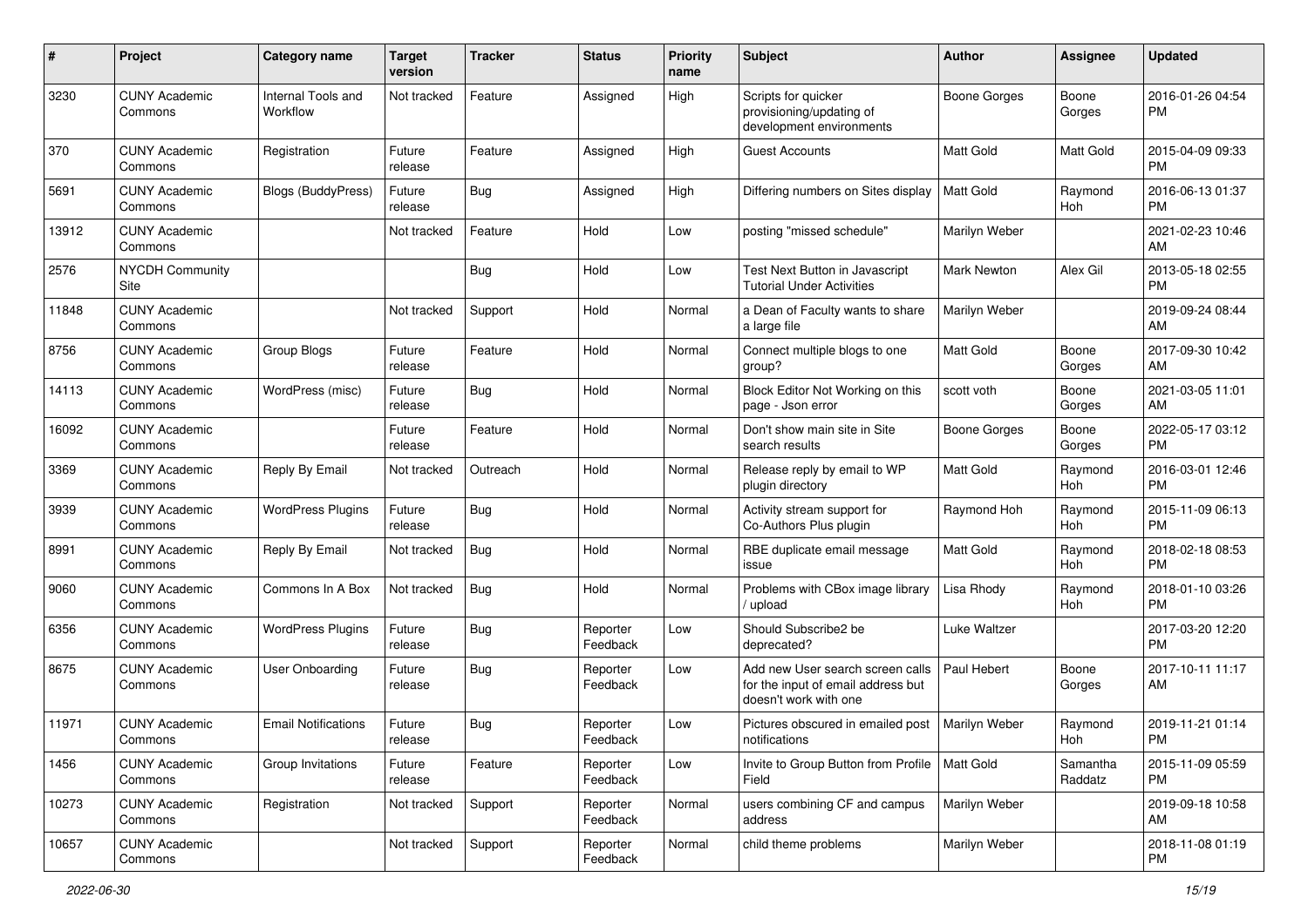| # | Project | Category name | Target version | Tracker | Status | Priority name | Subject | Author | Assignee | Updated |
|---|---|---|---|---|---|---|---|---|---|---|
| 3230 | CUNY Academic Commons | Internal Tools and Workflow | Not tracked | Feature | Assigned | High | Scripts for quicker provisioning/updating of development environments | Boone Gorges | Boone Gorges | 2016-01-26 04:54 PM |
| 370 | CUNY Academic Commons | Registration | Future release | Feature | Assigned | High | Guest Accounts | Matt Gold | Matt Gold | 2015-04-09 09:33 PM |
| 5691 | CUNY Academic Commons | Blogs (BuddyPress) | Future release | Bug | Assigned | High | Differing numbers on Sites display | Matt Gold | Raymond Hoh | 2016-06-13 01:37 PM |
| 13912 | CUNY Academic Commons | | Not tracked | Feature | Hold | Low | posting "missed schedule" | Marilyn Weber | | 2021-02-23 10:46 AM |
| 2576 | NYCDH Community Site | | | Bug | Hold | Low | Test Next Button in Javascript Tutorial Under Activities | Mark Newton | Alex Gil | 2013-05-18 02:55 PM |
| 11848 | CUNY Academic Commons | | Not tracked | Support | Hold | Normal | a Dean of Faculty wants to share a large file | Marilyn Weber | | 2019-09-24 08:44 AM |
| 8756 | CUNY Academic Commons | Group Blogs | Future release | Feature | Hold | Normal | Connect multiple blogs to one group? | Matt Gold | Boone Gorges | 2017-09-30 10:42 AM |
| 14113 | CUNY Academic Commons | WordPress (misc) | Future release | Bug | Hold | Normal | Block Editor Not Working on this page - Json error | scott voth | Boone Gorges | 2021-03-05 11:01 AM |
| 16092 | CUNY Academic Commons | | Future release | Feature | Hold | Normal | Don't show main site in Site search results | Boone Gorges | Boone Gorges | 2022-05-17 03:12 PM |
| 3369 | CUNY Academic Commons | Reply By Email | Not tracked | Outreach | Hold | Normal | Release reply by email to WP plugin directory | Matt Gold | Raymond Hoh | 2016-03-01 12:46 PM |
| 3939 | CUNY Academic Commons | WordPress Plugins | Future release | Bug | Hold | Normal | Activity stream support for Co-Authors Plus plugin | Raymond Hoh | Raymond Hoh | 2015-11-09 06:13 PM |
| 8991 | CUNY Academic Commons | Reply By Email | Not tracked | Bug | Hold | Normal | RBE duplicate email message issue | Matt Gold | Raymond Hoh | 2018-02-18 08:53 PM |
| 9060 | CUNY Academic Commons | Commons In A Box | Not tracked | Bug | Hold | Normal | Problems with CBox image library / upload | Lisa Rhody | Raymond Hoh | 2018-01-10 03:26 PM |
| 6356 | CUNY Academic Commons | WordPress Plugins | Future release | Bug | Reporter Feedback | Low | Should Subscribe2 be deprecated? | Luke Waltzer | | 2017-03-20 12:20 PM |
| 8675 | CUNY Academic Commons | User Onboarding | Future release | Bug | Reporter Feedback | Low | Add new User search screen calls for the input of email address but doesn't work with one | Paul Hebert | Boone Gorges | 2017-10-11 11:17 AM |
| 11971 | CUNY Academic Commons | Email Notifications | Future release | Bug | Reporter Feedback | Low | Pictures obscured in emailed post notifications | Marilyn Weber | Raymond Hoh | 2019-11-21 01:14 PM |
| 1456 | CUNY Academic Commons | Group Invitations | Future release | Feature | Reporter Feedback | Low | Invite to Group Button from Profile Field | Matt Gold | Samantha Raddatz | 2015-11-09 05:59 PM |
| 10273 | CUNY Academic Commons | Registration | Not tracked | Support | Reporter Feedback | Normal | users combining CF and campus address | Marilyn Weber | | 2019-09-18 10:58 AM |
| 10657 | CUNY Academic Commons | | Not tracked | Support | Reporter Feedback | Normal | child theme problems | Marilyn Weber | | 2018-11-08 01:19 PM |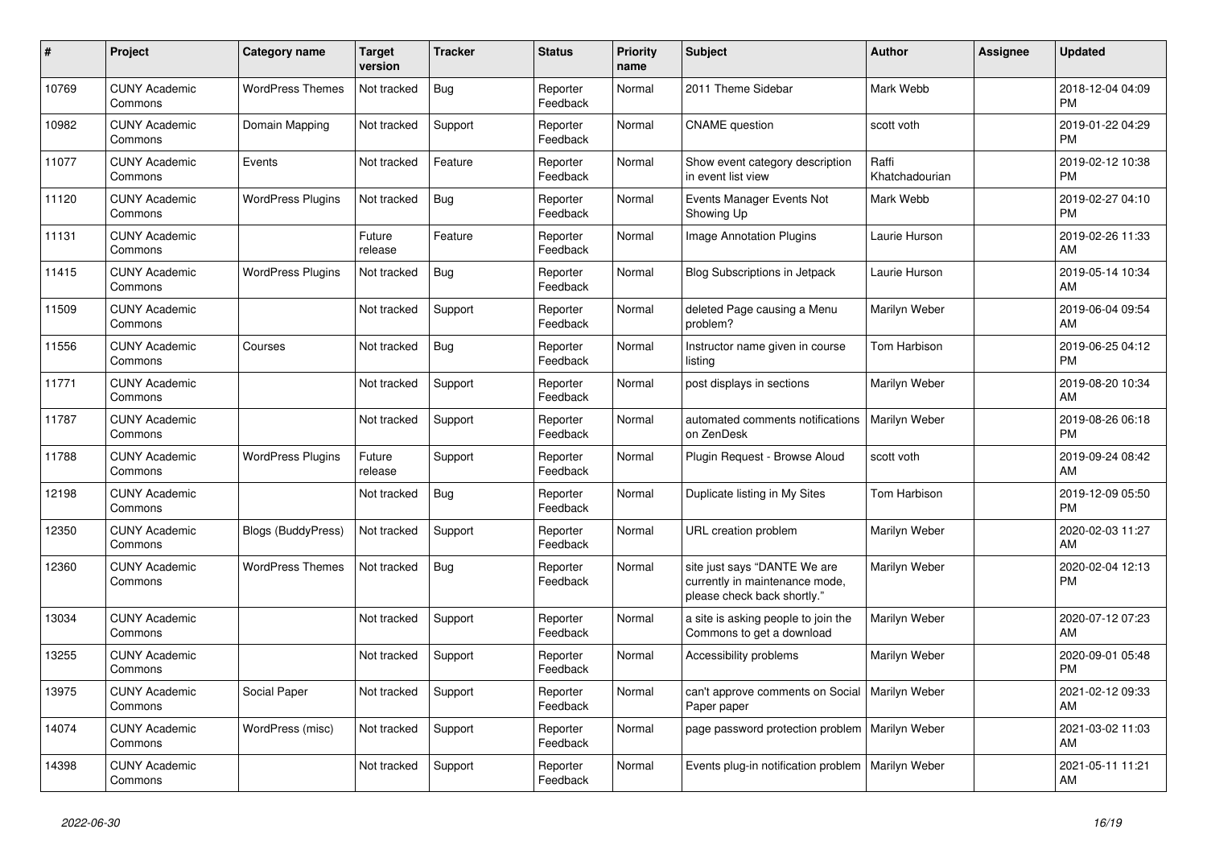| # | Project | Category name | Target version | Tracker | Status | Priority name | Subject | Author | Assignee | Updated |
|---|---|---|---|---|---|---|---|---|---|---|
| 10769 | CUNY Academic Commons | WordPress Themes | Not tracked | Bug | Reporter Feedback | Normal | 2011 Theme Sidebar | Mark Webb | | 2018-12-04 04:09 PM |
| 10982 | CUNY Academic Commons | Domain Mapping | Not tracked | Support | Reporter Feedback | Normal | CNAME question | scott voth | | 2019-01-22 04:29 PM |
| 11077 | CUNY Academic Commons | Events | Not tracked | Feature | Reporter Feedback | Normal | Show event category description in event list view | Raffi Khatchadourian | | 2019-02-12 10:38 PM |
| 11120 | CUNY Academic Commons | WordPress Plugins | Not tracked | Bug | Reporter Feedback | Normal | Events Manager Events Not Showing Up | Mark Webb | | 2019-02-27 04:10 PM |
| 11131 | CUNY Academic Commons | | Future release | Feature | Reporter Feedback | Normal | Image Annotation Plugins | Laurie Hurson | | 2019-02-26 11:33 AM |
| 11415 | CUNY Academic Commons | WordPress Plugins | Not tracked | Bug | Reporter Feedback | Normal | Blog Subscriptions in Jetpack | Laurie Hurson | | 2019-05-14 10:34 AM |
| 11509 | CUNY Academic Commons | | Not tracked | Support | Reporter Feedback | Normal | deleted Page causing a Menu problem? | Marilyn Weber | | 2019-06-04 09:54 AM |
| 11556 | CUNY Academic Commons | Courses | Not tracked | Bug | Reporter Feedback | Normal | Instructor name given in course listing | Tom Harbison | | 2019-06-25 04:12 PM |
| 11771 | CUNY Academic Commons | | Not tracked | Support | Reporter Feedback | Normal | post displays in sections | Marilyn Weber | | 2019-08-20 10:34 AM |
| 11787 | CUNY Academic Commons | | Not tracked | Support | Reporter Feedback | Normal | automated comments notifications on ZenDesk | Marilyn Weber | | 2019-08-26 06:18 PM |
| 11788 | CUNY Academic Commons | WordPress Plugins | Future release | Support | Reporter Feedback | Normal | Plugin Request - Browse Aloud | scott voth | | 2019-09-24 08:42 AM |
| 12198 | CUNY Academic Commons | | Not tracked | Bug | Reporter Feedback | Normal | Duplicate listing in My Sites | Tom Harbison | | 2019-12-09 05:50 PM |
| 12350 | CUNY Academic Commons | Blogs (BuddyPress) | Not tracked | Support | Reporter Feedback | Normal | URL creation problem | Marilyn Weber | | 2020-02-03 11:27 AM |
| 12360 | CUNY Academic Commons | WordPress Themes | Not tracked | Bug | Reporter Feedback | Normal | site just says "DANTE We are currently in maintenance mode, please check back shortly." | Marilyn Weber | | 2020-02-04 12:13 PM |
| 13034 | CUNY Academic Commons | | Not tracked | Support | Reporter Feedback | Normal | a site is asking people to join the Commons to get a download | Marilyn Weber | | 2020-07-12 07:23 AM |
| 13255 | CUNY Academic Commons | | Not tracked | Support | Reporter Feedback | Normal | Accessibility problems | Marilyn Weber | | 2020-09-01 05:48 PM |
| 13975 | CUNY Academic Commons | Social Paper | Not tracked | Support | Reporter Feedback | Normal | can't approve comments on Social Paper paper | Marilyn Weber | | 2021-02-12 09:33 AM |
| 14074 | CUNY Academic Commons | WordPress (misc) | Not tracked | Support | Reporter Feedback | Normal | page password protection problem | Marilyn Weber | | 2021-03-02 11:03 AM |
| 14398 | CUNY Academic Commons | | Not tracked | Support | Reporter Feedback | Normal | Events plug-in notification problem | Marilyn Weber | | 2021-05-11 11:21 AM |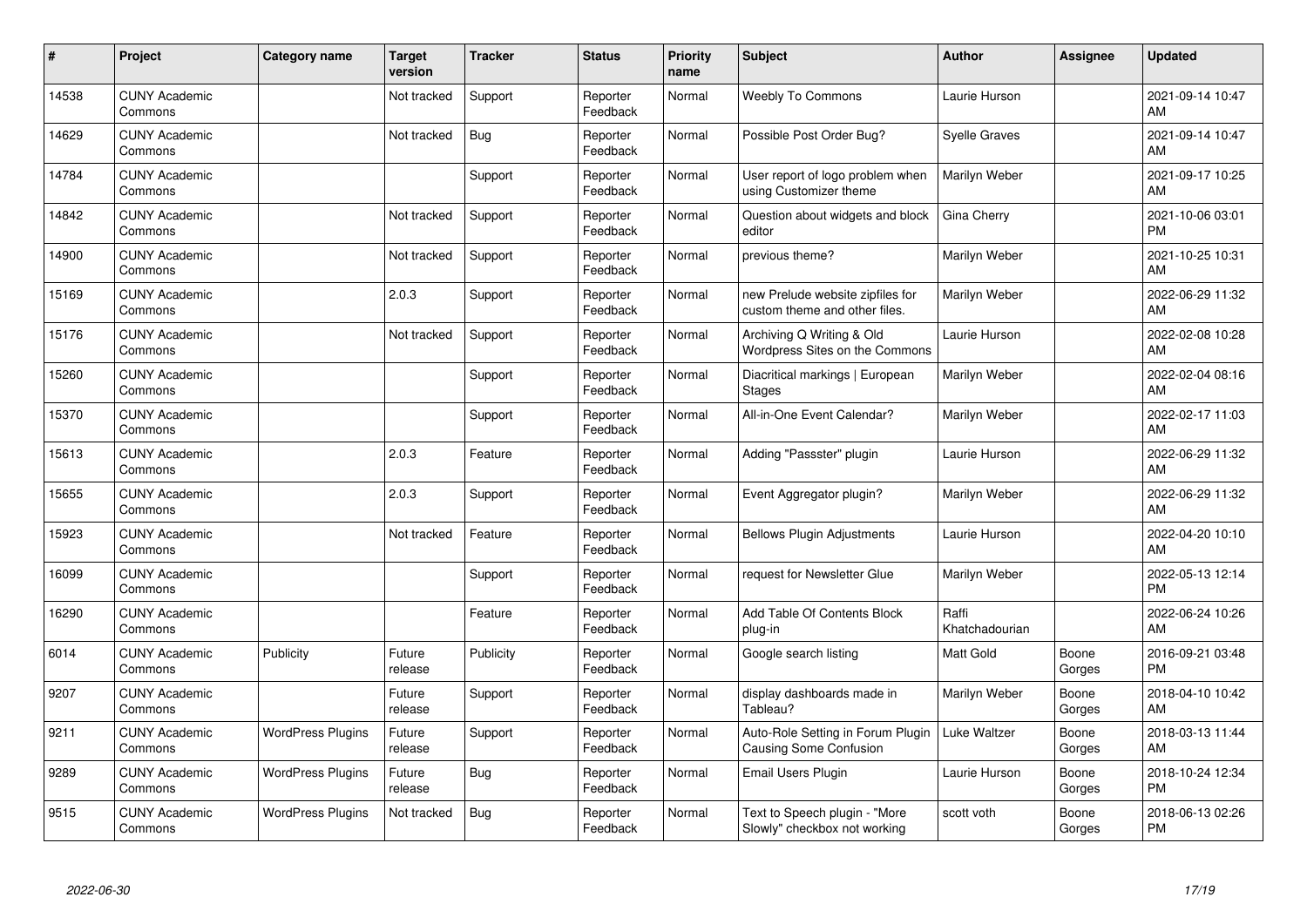| # | Project | Category name | Target version | Tracker | Status | Priority name | Subject | Author | Assignee | Updated |
|---|---|---|---|---|---|---|---|---|---|---|
| 14538 | CUNY Academic Commons | | Not tracked | Support | Reporter Feedback | Normal | Weebly To Commons | Laurie Hurson | | 2021-09-14 10:47 AM |
| 14629 | CUNY Academic Commons | | Not tracked | Bug | Reporter Feedback | Normal | Possible Post Order Bug? | Syelle Graves | | 2021-09-14 10:47 AM |
| 14784 | CUNY Academic Commons | | | Support | Reporter Feedback | Normal | User report of logo problem when using Customizer theme | Marilyn Weber | | 2021-09-17 10:25 AM |
| 14842 | CUNY Academic Commons | | Not tracked | Support | Reporter Feedback | Normal | Question about widgets and block editor | Gina Cherry | | 2021-10-06 03:01 PM |
| 14900 | CUNY Academic Commons | | Not tracked | Support | Reporter Feedback | Normal | previous theme? | Marilyn Weber | | 2021-10-25 10:31 AM |
| 15169 | CUNY Academic Commons | | 2.0.3 | Support | Reporter Feedback | Normal | new Prelude website zipfiles for custom theme and other files. | Marilyn Weber | | 2022-06-29 11:32 AM |
| 15176 | CUNY Academic Commons | | Not tracked | Support | Reporter Feedback | Normal | Archiving Q Writing & Old Wordpress Sites on the Commons | Laurie Hurson | | 2022-02-08 10:28 AM |
| 15260 | CUNY Academic Commons | | | Support | Reporter Feedback | Normal | Diacritical markings \| European Stages | Marilyn Weber | | 2022-02-04 08:16 AM |
| 15370 | CUNY Academic Commons | | | Support | Reporter Feedback | Normal | All-in-One Event Calendar? | Marilyn Weber | | 2022-02-17 11:03 AM |
| 15613 | CUNY Academic Commons | | 2.0.3 | Feature | Reporter Feedback | Normal | Adding "Passster" plugin | Laurie Hurson | | 2022-06-29 11:32 AM |
| 15655 | CUNY Academic Commons | | 2.0.3 | Support | Reporter Feedback | Normal | Event Aggregator plugin? | Marilyn Weber | | 2022-06-29 11:32 AM |
| 15923 | CUNY Academic Commons | | Not tracked | Feature | Reporter Feedback | Normal | Bellows Plugin Adjustments | Laurie Hurson | | 2022-04-20 10:10 AM |
| 16099 | CUNY Academic Commons | | | Support | Reporter Feedback | Normal | request for Newsletter Glue | Marilyn Weber | | 2022-05-13 12:14 PM |
| 16290 | CUNY Academic Commons | | | Feature | Reporter Feedback | Normal | Add Table Of Contents Block plug-in | Raffi Khatchadourian | | 2022-06-24 10:26 AM |
| 6014 | CUNY Academic Commons | Publicity | Future release | Publicity | Reporter Feedback | Normal | Google search listing | Matt Gold | Boone Gorges | 2016-09-21 03:48 PM |
| 9207 | CUNY Academic Commons | | Future release | Support | Reporter Feedback | Normal | display dashboards made in Tableau? | Marilyn Weber | Boone Gorges | 2018-04-10 10:42 AM |
| 9211 | CUNY Academic Commons | WordPress Plugins | Future release | Support | Reporter Feedback | Normal | Auto-Role Setting in Forum Plugin Causing Some Confusion | Luke Waltzer | Boone Gorges | 2018-03-13 11:44 AM |
| 9289 | CUNY Academic Commons | WordPress Plugins | Future release | Bug | Reporter Feedback | Normal | Email Users Plugin | Laurie Hurson | Boone Gorges | 2018-10-24 12:34 PM |
| 9515 | CUNY Academic Commons | WordPress Plugins | Not tracked | Bug | Reporter Feedback | Normal | Text to Speech plugin - "More Slowly" checkbox not working | scott voth | Boone Gorges | 2018-06-13 02:26 PM |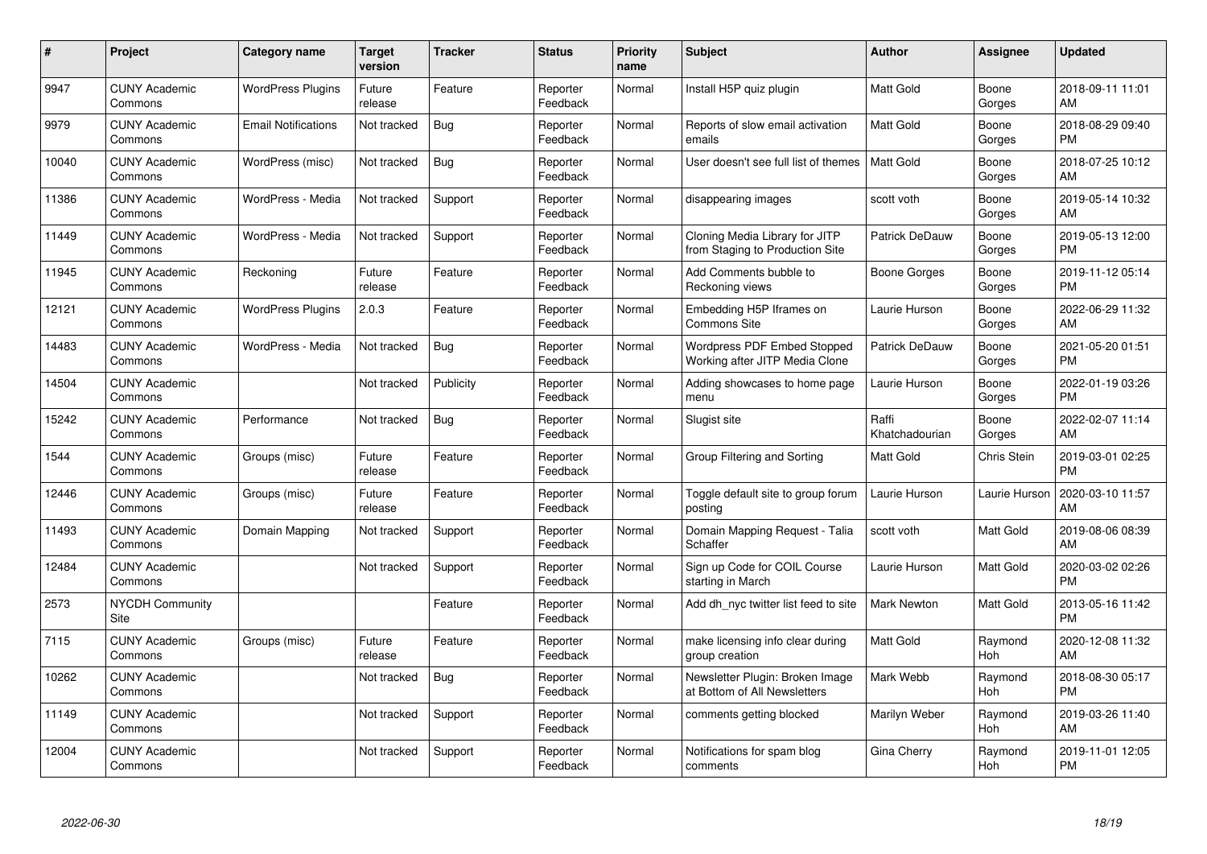| # | Project | Category name | Target version | Tracker | Status | Priority name | Subject | Author | Assignee | Updated |
|---|---|---|---|---|---|---|---|---|---|---|
| 9947 | CUNY Academic Commons | WordPress Plugins | Future release | Feature | Reporter Feedback | Normal | Install H5P quiz plugin | Matt Gold | Boone Gorges | 2018-09-11 11:01 AM |
| 9979 | CUNY Academic Commons | Email Notifications | Not tracked | Bug | Reporter Feedback | Normal | Reports of slow email activation emails | Matt Gold | Boone Gorges | 2018-08-29 09:40 PM |
| 10040 | CUNY Academic Commons | WordPress (misc) | Not tracked | Bug | Reporter Feedback | Normal | User doesn't see full list of themes | Matt Gold | Boone Gorges | 2018-07-25 10:12 AM |
| 11386 | CUNY Academic Commons | WordPress - Media | Not tracked | Support | Reporter Feedback | Normal | disappearing images | scott voth | Boone Gorges | 2019-05-14 10:32 AM |
| 11449 | CUNY Academic Commons | WordPress - Media | Not tracked | Support | Reporter Feedback | Normal | Cloning Media Library for JITP from Staging to Production Site | Patrick DeDauw | Boone Gorges | 2019-05-13 12:00 PM |
| 11945 | CUNY Academic Commons | Reckoning | Future release | Feature | Reporter Feedback | Normal | Add Comments bubble to Reckoning views | Boone Gorges | Boone Gorges | 2019-11-12 05:14 PM |
| 12121 | CUNY Academic Commons | WordPress Plugins | 2.0.3 | Feature | Reporter Feedback | Normal | Embedding H5P Iframes on Commons Site | Laurie Hurson | Boone Gorges | 2022-06-29 11:32 AM |
| 14483 | CUNY Academic Commons | WordPress - Media | Not tracked | Bug | Reporter Feedback | Normal | Wordpress PDF Embed Stopped Working after JITP Media Clone | Patrick DeDauw | Boone Gorges | 2021-05-20 01:51 PM |
| 14504 | CUNY Academic Commons | | Not tracked | Publicity | Reporter Feedback | Normal | Adding showcases to home page menu | Laurie Hurson | Boone Gorges | 2022-01-19 03:26 PM |
| 15242 | CUNY Academic Commons | Performance | Not tracked | Bug | Reporter Feedback | Normal | Slugist site | Raffi Khatchadourian | Boone Gorges | 2022-02-07 11:14 AM |
| 1544 | CUNY Academic Commons | Groups (misc) | Future release | Feature | Reporter Feedback | Normal | Group Filtering and Sorting | Matt Gold | Chris Stein | 2019-03-01 02:25 PM |
| 12446 | CUNY Academic Commons | Groups (misc) | Future release | Feature | Reporter Feedback | Normal | Toggle default site to group forum posting | Laurie Hurson | Laurie Hurson | 2020-03-10 11:57 AM |
| 11493 | CUNY Academic Commons | Domain Mapping | Not tracked | Support | Reporter Feedback | Normal | Domain Mapping Request - Talia Schaffer | scott voth | Matt Gold | 2019-08-06 08:39 AM |
| 12484 | CUNY Academic Commons | | Not tracked | Support | Reporter Feedback | Normal | Sign up Code for COIL Course starting in March | Laurie Hurson | Matt Gold | 2020-03-02 02:26 PM |
| 2573 | NYCDH Community Site | | | Feature | Reporter Feedback | Normal | Add dh_nyc twitter list feed to site | Mark Newton | Matt Gold | 2013-05-16 11:42 PM |
| 7115 | CUNY Academic Commons | Groups (misc) | Future release | Feature | Reporter Feedback | Normal | make licensing info clear during group creation | Matt Gold | Raymond Hoh | 2020-12-08 11:32 AM |
| 10262 | CUNY Academic Commons | | Not tracked | Bug | Reporter Feedback | Normal | Newsletter Plugin: Broken Image at Bottom of All Newsletters | Mark Webb | Raymond Hoh | 2018-08-30 05:17 PM |
| 11149 | CUNY Academic Commons | | Not tracked | Support | Reporter Feedback | Normal | comments getting blocked | Marilyn Weber | Raymond Hoh | 2019-03-26 11:40 AM |
| 12004 | CUNY Academic Commons | | Not tracked | Support | Reporter Feedback | Normal | Notifications for spam blog comments | Gina Cherry | Raymond Hoh | 2019-11-01 12:05 PM |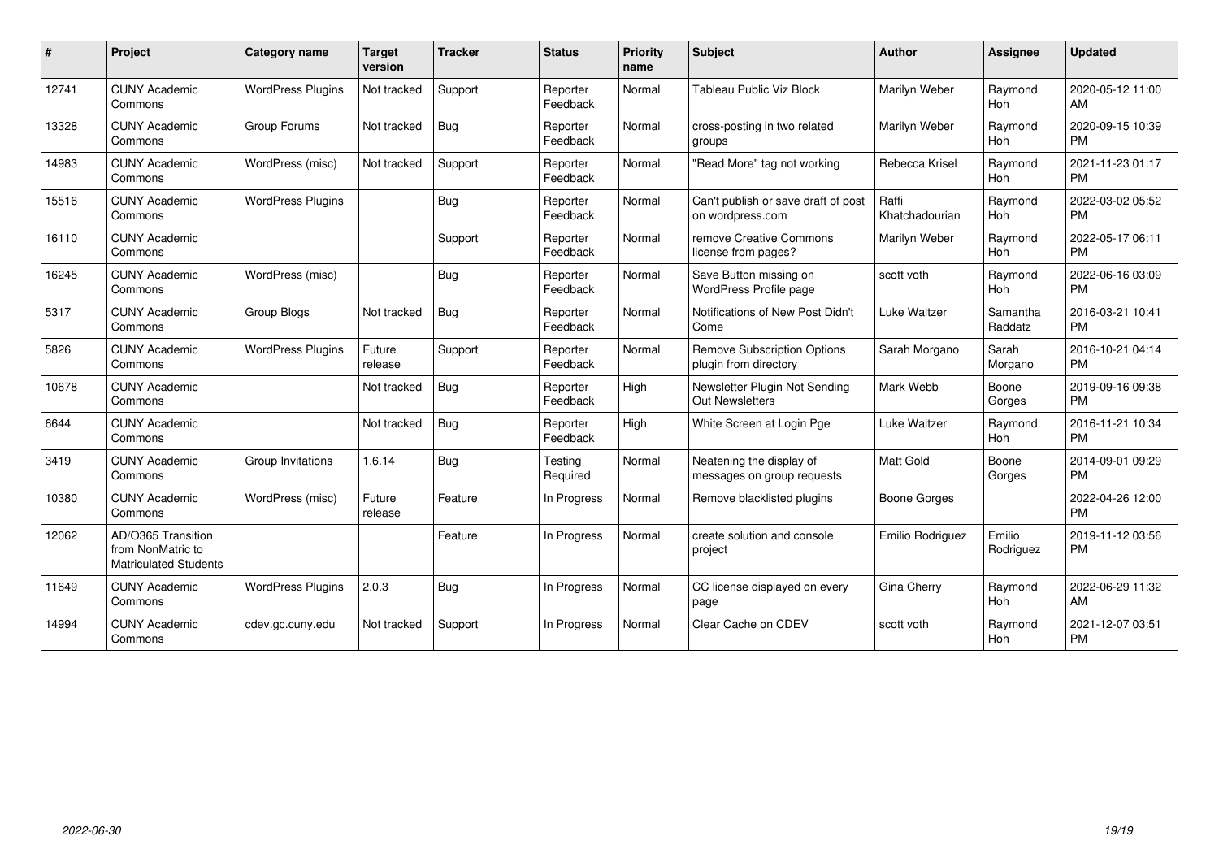| # | Project | Category name | Target version | Tracker | Status | Priority name | Subject | Author | Assignee | Updated |
|---|---|---|---|---|---|---|---|---|---|---|
| 12741 | CUNY Academic Commons | WordPress Plugins | Not tracked | Support | Reporter Feedback | Normal | Tableau Public Viz Block | Marilyn Weber | Raymond Hoh | 2020-05-12 11:00 AM |
| 13328 | CUNY Academic Commons | Group Forums | Not tracked | Bug | Reporter Feedback | Normal | cross-posting in two related groups | Marilyn Weber | Raymond Hoh | 2020-09-15 10:39 PM |
| 14983 | CUNY Academic Commons | WordPress (misc) | Not tracked | Support | Reporter Feedback | Normal | "Read More" tag not working | Rebecca Krisel | Raymond Hoh | 2021-11-23 01:17 PM |
| 15516 | CUNY Academic Commons | WordPress Plugins | | Bug | Reporter Feedback | Normal | Can't publish or save draft of post on wordpress.com | Raffi Khatchadourian | Raymond Hoh | 2022-03-02 05:52 PM |
| 16110 | CUNY Academic Commons | | | Support | Reporter Feedback | Normal | remove Creative Commons license from pages? | Marilyn Weber | Raymond Hoh | 2022-05-17 06:11 PM |
| 16245 | CUNY Academic Commons | WordPress (misc) | | Bug | Reporter Feedback | Normal | Save Button missing on WordPress Profile page | scott voth | Raymond Hoh | 2022-06-16 03:09 PM |
| 5317 | CUNY Academic Commons | Group Blogs | Not tracked | Bug | Reporter Feedback | Normal | Notifications of New Post Didn't Come | Luke Waltzer | Samantha Raddatz | 2016-03-21 10:41 PM |
| 5826 | CUNY Academic Commons | WordPress Plugins | Future release | Support | Reporter Feedback | Normal | Remove Subscription Options plugin from directory | Sarah Morgano | Sarah Morgano | 2016-10-21 04:14 PM |
| 10678 | CUNY Academic Commons | | Not tracked | Bug | Reporter Feedback | High | Newsletter Plugin Not Sending Out Newsletters | Mark Webb | Boone Gorges | 2019-09-16 09:38 PM |
| 6644 | CUNY Academic Commons | | Not tracked | Bug | Reporter Feedback | High | White Screen at Login Pge | Luke Waltzer | Raymond Hoh | 2016-11-21 10:34 PM |
| 3419 | CUNY Academic Commons | Group Invitations | 1.6.14 | Bug | Testing Required | Normal | Neatening the display of messages on group requests | Matt Gold | Boone Gorges | 2014-09-01 09:29 PM |
| 10380 | CUNY Academic Commons | WordPress (misc) | Future release | Feature | In Progress | Normal | Remove blacklisted plugins | Boone Gorges | | 2022-04-26 12:00 PM |
| 12062 | AD/O365 Transition from NonMatric to Matriculated Students | | | Feature | In Progress | Normal | create solution and console project | Emilio Rodriguez | Emilio Rodriguez | 2019-11-12 03:56 PM |
| 11649 | CUNY Academic Commons | WordPress Plugins | 2.0.3 | Bug | In Progress | Normal | CC license displayed on every page | Gina Cherry | Raymond Hoh | 2022-06-29 11:32 AM |
| 14994 | CUNY Academic Commons | cdev.gc.cuny.edu | Not tracked | Support | In Progress | Normal | Clear Cache on CDEV | scott voth | Raymond Hoh | 2021-12-07 03:51 PM |